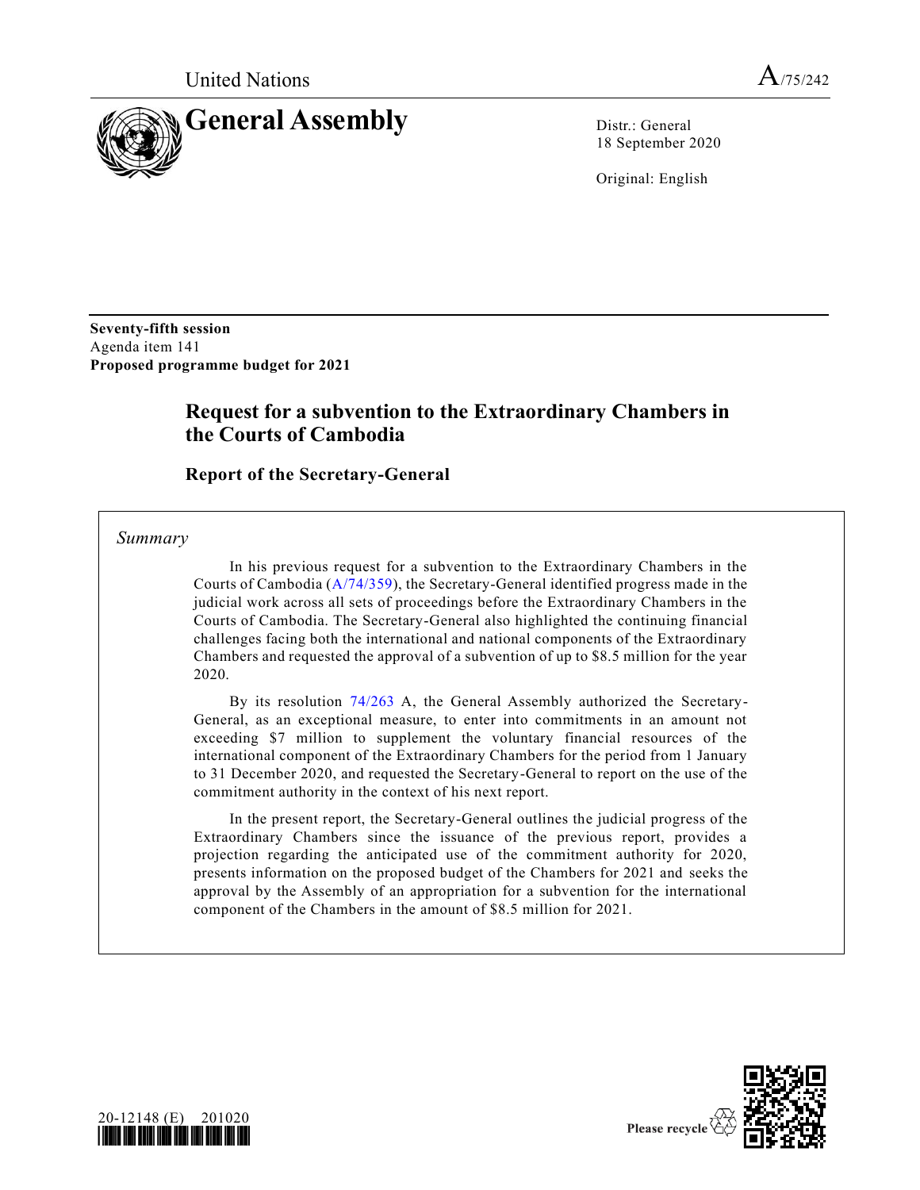United Nations A/75/242

# General Assembly

Distr.: General
18 September 2020

Original: English

**Seventy-fifth session**
Agenda item 141
**Proposed programme budget for 2021**

## Request for a subvention to the Extraordinary Chambers in the Courts of Cambodia

### Report of the Secretary-General

*Summary*

In his previous request for a subvention to the Extraordinary Chambers in the Courts of Cambodia (A/74/359), the Secretary-General identified progress made in the judicial work across all sets of proceedings before the Extraordinary Chambers in the Courts of Cambodia. The Secretary-General also highlighted the continuing financial challenges facing both the international and national components of the Extraordinary Chambers and requested the approval of a subvention of up to $8.5 million for the year 2020.

By its resolution 74/263 A, the General Assembly authorized the Secretary-General, as an exceptional measure, to enter into commitments in an amount not exceeding $7 million to supplement the voluntary financial resources of the international component of the Extraordinary Chambers for the period from 1 January to 31 December 2020, and requested the Secretary-General to report on the use of the commitment authority in the context of his next report.

In the present report, the Secretary-General outlines the judicial progress of the Extraordinary Chambers since the issuance of the previous report, provides a projection regarding the anticipated use of the commitment authority for 2020, presents information on the proposed budget of the Chambers for 2021 and seeks the approval by the Assembly of an appropriation for a subvention for the international component of the Chambers in the amount of $8.5 million for 2021.

20-12148 (E) 201020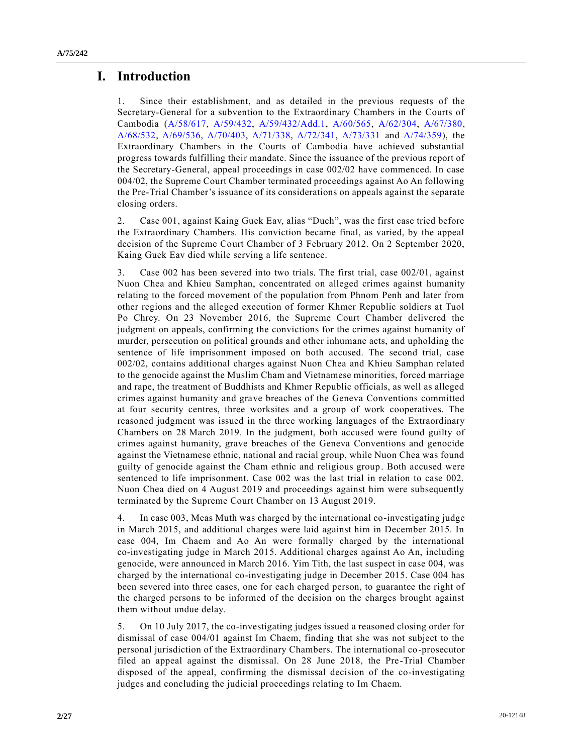# I. Introduction

1. Since their establishment, and as detailed in the previous requests of the Secretary-General for a subvention to the Extraordinary Chambers in the Courts of Cambodia (A/58/617, A/59/432, A/59/432/Add.1, A/60/565, A/62/304, A/67/380, A/68/532, A/69/536, A/70/403, A/71/338, A/72/341, A/73/331 and A/74/359), the Extraordinary Chambers in the Courts of Cambodia have achieved substantial progress towards fulfilling their mandate. Since the issuance of the previous report of the Secretary-General, appeal proceedings in case 002/02 have commenced. In case 004/02, the Supreme Court Chamber terminated proceedings against Ao An following the Pre-Trial Chamber's issuance of its considerations on appeals against the separate closing orders.

2. Case 001, against Kaing Guek Eav, alias "Duch", was the first case tried before the Extraordinary Chambers. His conviction became final, as varied, by the appeal decision of the Supreme Court Chamber of 3 February 2012. On 2 September 2020, Kaing Guek Eav died while serving a life sentence.

3. Case 002 has been severed into two trials. The first trial, case 002/01, against Nuon Chea and Khieu Samphan, concentrated on alleged crimes against humanity relating to the forced movement of the population from Phnom Penh and later from other regions and the alleged execution of former Khmer Republic soldiers at Tuol Po Chrey. On 23 November 2016, the Supreme Court Chamber delivered the judgment on appeals, confirming the convictions for the crimes against humanity of murder, persecution on political grounds and other inhumane acts, and upholding the sentence of life imprisonment imposed on both accused. The second trial, case 002/02, contains additional charges against Nuon Chea and Khieu Samphan related to the genocide against the Muslim Cham and Vietnamese minorities, forced marriage and rape, the treatment of Buddhists and Khmer Republic officials, as well as alleged crimes against humanity and grave breaches of the Geneva Conventions committed at four security centres, three worksites and a group of work cooperatives. The reasoned judgment was issued in the three working languages of the Extraordinary Chambers on 28 March 2019. In the judgment, both accused were found guilty of crimes against humanity, grave breaches of the Geneva Conventions and genocide against the Vietnamese ethnic, national and racial group, while Nuon Chea was found guilty of genocide against the Cham ethnic and religious group. Both accused were sentenced to life imprisonment. Case 002 was the last trial in relation to case 002. Nuon Chea died on 4 August 2019 and proceedings against him were subsequently terminated by the Supreme Court Chamber on 13 August 2019.

4. In case 003, Meas Muth was charged by the international co-investigating judge in March 2015, and additional charges were laid against him in December 2015. In case 004, Im Chaem and Ao An were formally charged by the international co-investigating judge in March 2015. Additional charges against Ao An, including genocide, were announced in March 2016. Yim Tith, the last suspect in case 004, was charged by the international co-investigating judge in December 2015. Case 004 has been severed into three cases, one for each charged person, to guarantee the right of the charged persons to be informed of the decision on the charges brought against them without undue delay.

5. On 10 July 2017, the co-investigating judges issued a reasoned closing order for dismissal of case 004/01 against Im Chaem, finding that she was not subject to the personal jurisdiction of the Extraordinary Chambers. The international co-prosecutor filed an appeal against the dismissal. On 28 June 2018, the Pre-Trial Chamber disposed of the appeal, confirming the dismissal decision of the co-investigating judges and concluding the judicial proceedings relating to Im Chaem.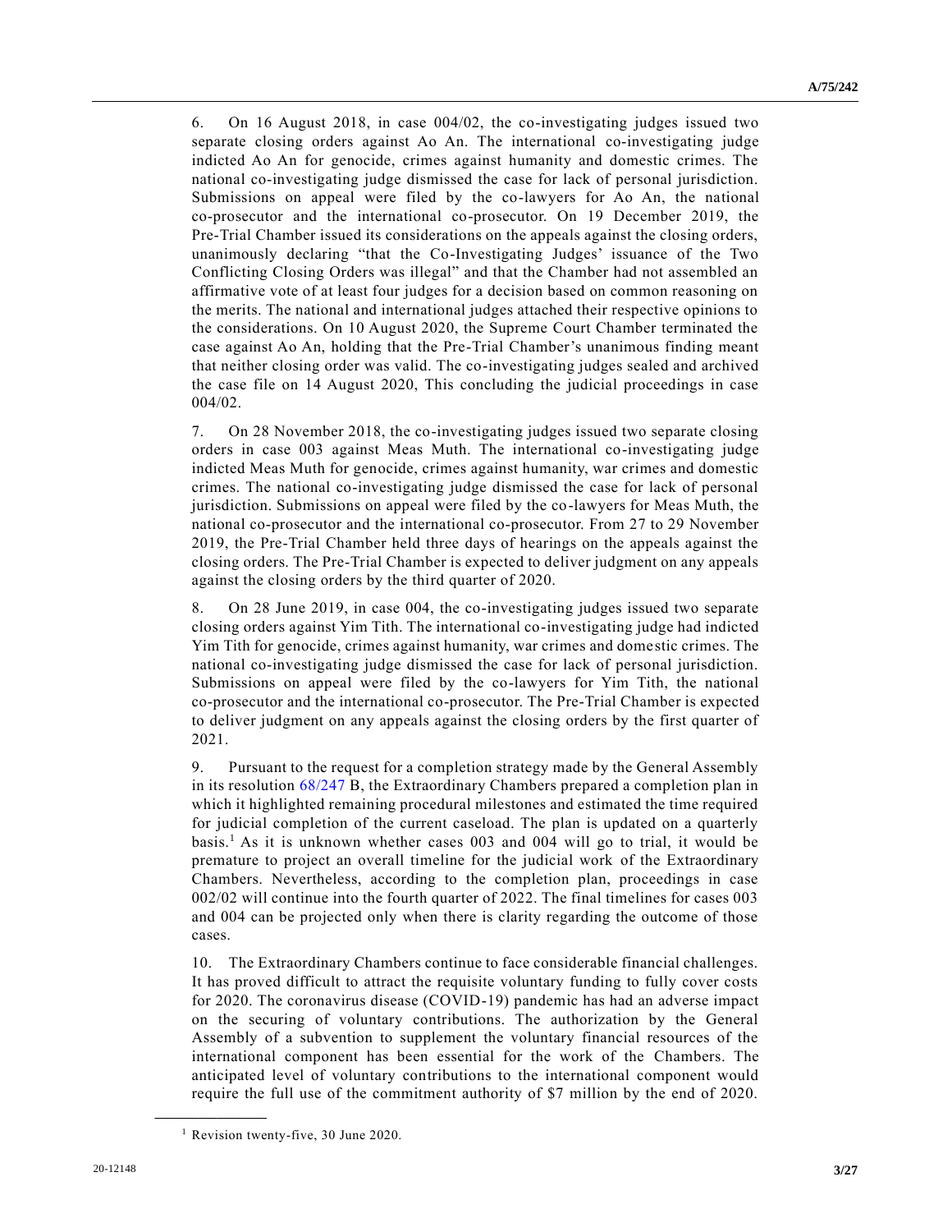6. On 16 August 2018, in case 004/02, the co-investigating judges issued two separate closing orders against Ao An. The international co-investigating judge indicted Ao An for genocide, crimes against humanity and domestic crimes. The national co-investigating judge dismissed the case for lack of personal jurisdiction. Submissions on appeal were filed by the co-lawyers for Ao An, the national co-prosecutor and the international co-prosecutor. On 19 December 2019, the Pre-Trial Chamber issued its considerations on the appeals against the closing orders, unanimously declaring "that the Co-Investigating Judges' issuance of the Two Conflicting Closing Orders was illegal" and that the Chamber had not assembled an affirmative vote of at least four judges for a decision based on common reasoning on the merits. The national and international judges attached their respective opinions to the considerations. On 10 August 2020, the Supreme Court Chamber terminated the case against Ao An, holding that the Pre-Trial Chamber's unanimous finding meant that neither closing order was valid. The co-investigating judges sealed and archived the case file on 14 August 2020, This concluding the judicial proceedings in case 004/02.

7. On 28 November 2018, the co-investigating judges issued two separate closing orders in case 003 against Meas Muth. The international co-investigating judge indicted Meas Muth for genocide, crimes against humanity, war crimes and domestic crimes. The national co-investigating judge dismissed the case for lack of personal jurisdiction. Submissions on appeal were filed by the co-lawyers for Meas Muth, the national co-prosecutor and the international co-prosecutor. From 27 to 29 November 2019, the Pre-Trial Chamber held three days of hearings on the appeals against the closing orders. The Pre-Trial Chamber is expected to deliver judgment on any appeals against the closing orders by the third quarter of 2020.

8. On 28 June 2019, in case 004, the co-investigating judges issued two separate closing orders against Yim Tith. The international co-investigating judge had indicted Yim Tith for genocide, crimes against humanity, war crimes and domestic crimes. The national co-investigating judge dismissed the case for lack of personal jurisdiction. Submissions on appeal were filed by the co-lawyers for Yim Tith, the national co-prosecutor and the international co-prosecutor. The Pre-Trial Chamber is expected to deliver judgment on any appeals against the closing orders by the first quarter of 2021.

9. Pursuant to the request for a completion strategy made by the General Assembly in its resolution 68/247 B, the Extraordinary Chambers prepared a completion plan in which it highlighted remaining procedural milestones and estimated the time required for judicial completion of the current caseload. The plan is updated on a quarterly basis.[1] As it is unknown whether cases 003 and 004 will go to trial, it would be premature to project an overall timeline for the judicial work of the Extraordinary Chambers. Nevertheless, according to the completion plan, proceedings in case 002/02 will continue into the fourth quarter of 2022. The final timelines for cases 003 and 004 can be projected only when there is clarity regarding the outcome of those cases.

10. The Extraordinary Chambers continue to face considerable financial challenges. It has proved difficult to attract the requisite voluntary funding to fully cover costs for 2020. The coronavirus disease (COVID-19) pandemic has had an adverse impact on the securing of voluntary contributions. The authorization by the General Assembly of a subvention to supplement the voluntary financial resources of the international component has been essential for the work of the Chambers. The anticipated level of voluntary contributions to the international component would require the full use of the commitment authority of $7 million by the end of 2020.

[1] Revision twenty-five, 30 June 2020.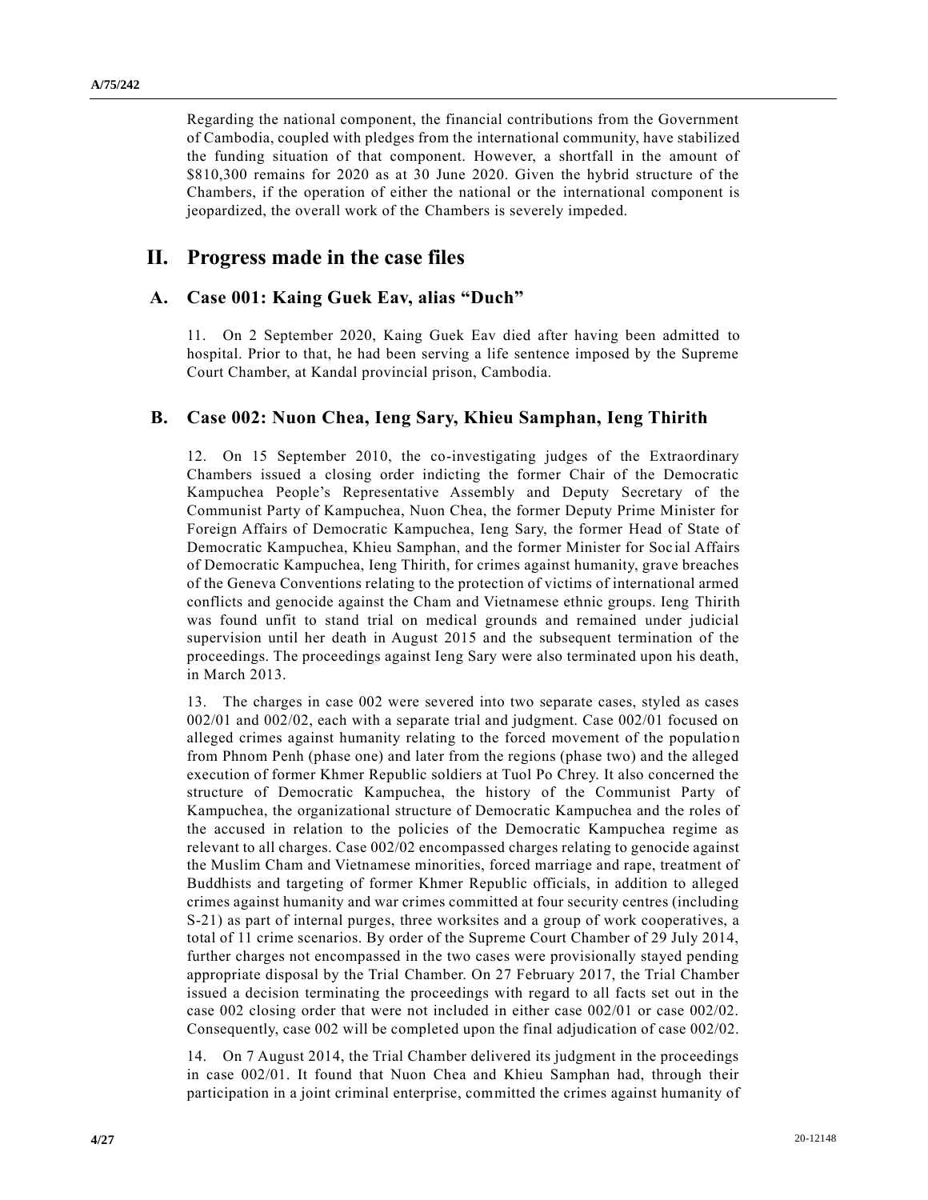Regarding the national component, the financial contributions from the Government of Cambodia, coupled with pledges from the international community, have stabilized the funding situation of that component. However, a shortfall in the amount of $810,300 remains for 2020 as at 30 June 2020. Given the hybrid structure of the Chambers, if the operation of either the national or the international component is jeopardized, the overall work of the Chambers is severely impeded.

## II. Progress made in the case files

### A. Case 001: Kaing Guek Eav, alias "Duch"

11. On 2 September 2020, Kaing Guek Eav died after having been admitted to hospital. Prior to that, he had been serving a life sentence imposed by the Supreme Court Chamber, at Kandal provincial prison, Cambodia.

### B. Case 002: Nuon Chea, Ieng Sary, Khieu Samphan, Ieng Thirith

12. On 15 September 2010, the co-investigating judges of the Extraordinary Chambers issued a closing order indicting the former Chair of the Democratic Kampuchea People's Representative Assembly and Deputy Secretary of the Communist Party of Kampuchea, Nuon Chea, the former Deputy Prime Minister for Foreign Affairs of Democratic Kampuchea, Ieng Sary, the former Head of State of Democratic Kampuchea, Khieu Samphan, and the former Minister for Social Affairs of Democratic Kampuchea, Ieng Thirith, for crimes against humanity, grave breaches of the Geneva Conventions relating to the protection of victims of international armed conflicts and genocide against the Cham and Vietnamese ethnic groups. Ieng Thirith was found unfit to stand trial on medical grounds and remained under judicial supervision until her death in August 2015 and the subsequent termination of the proceedings. The proceedings against Ieng Sary were also terminated upon his death, in March 2013.

13. The charges in case 002 were severed into two separate cases, styled as cases 002/01 and 002/02, each with a separate trial and judgment. Case 002/01 focused on alleged crimes against humanity relating to the forced movement of the population from Phnom Penh (phase one) and later from the regions (phase two) and the alleged execution of former Khmer Republic soldiers at Tuol Po Chrey. It also concerned the structure of Democratic Kampuchea, the history of the Communist Party of Kampuchea, the organizational structure of Democratic Kampuchea and the roles of the accused in relation to the policies of the Democratic Kampuchea regime as relevant to all charges. Case 002/02 encompassed charges relating to genocide against the Muslim Cham and Vietnamese minorities, forced marriage and rape, treatment of Buddhists and targeting of former Khmer Republic officials, in addition to alleged crimes against humanity and war crimes committed at four security centres (including S-21) as part of internal purges, three worksites and a group of work cooperatives, a total of 11 crime scenarios. By order of the Supreme Court Chamber of 29 July 2014, further charges not encompassed in the two cases were provisionally stayed pending appropriate disposal by the Trial Chamber. On 27 February 2017, the Trial Chamber issued a decision terminating the proceedings with regard to all facts set out in the case 002 closing order that were not included in either case 002/01 or case 002/02. Consequently, case 002 will be completed upon the final adjudication of case 002/02.

14. On 7 August 2014, the Trial Chamber delivered its judgment in the proceedings in case 002/01. It found that Nuon Chea and Khieu Samphan had, through their participation in a joint criminal enterprise, committed the crimes against humanity of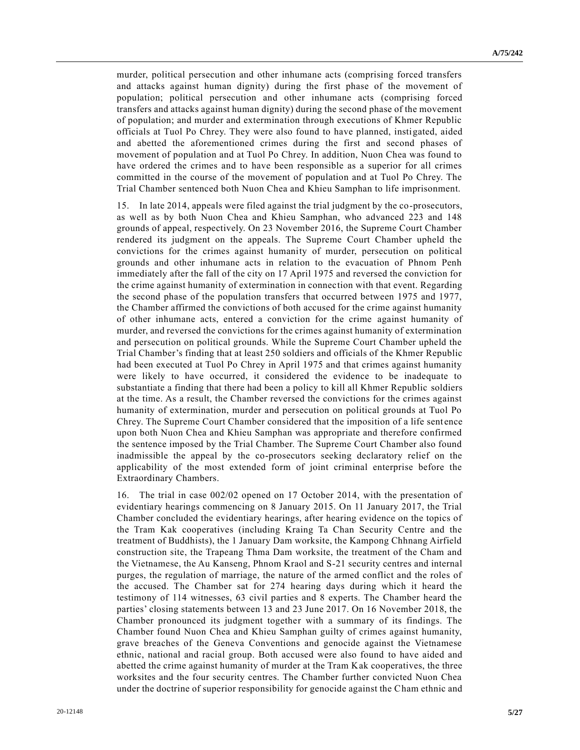murder, political persecution and other inhumane acts (comprising forced transfers and attacks against human dignity) during the first phase of the movement of population; political persecution and other inhumane acts (comprising forced transfers and attacks against human dignity) during the second phase of the movement of population; and murder and extermination through executions of Khmer Republic officials at Tuol Po Chrey. They were also found to have planned, instigated, aided and abetted the aforementioned crimes during the first and second phases of movement of population and at Tuol Po Chrey. In addition, Nuon Chea was found to have ordered the crimes and to have been responsible as a superior for all crimes committed in the course of the movement of population and at Tuol Po Chrey. The Trial Chamber sentenced both Nuon Chea and Khieu Samphan to life imprisonment.

15. In late 2014, appeals were filed against the trial judgment by the co-prosecutors, as well as by both Nuon Chea and Khieu Samphan, who advanced 223 and 148 grounds of appeal, respectively. On 23 November 2016, the Supreme Court Chamber rendered its judgment on the appeals. The Supreme Court Chamber upheld the convictions for the crimes against humanity of murder, persecution on political grounds and other inhumane acts in relation to the evacuation of Phnom Penh immediately after the fall of the city on 17 April 1975 and reversed the conviction for the crime against humanity of extermination in connection with that event. Regarding the second phase of the population transfers that occurred between 1975 and 1977, the Chamber affirmed the convictions of both accused for the crime against humanity of other inhumane acts, entered a conviction for the crime against humanity of murder, and reversed the convictions for the crimes against humanity of extermination and persecution on political grounds. While the Supreme Court Chamber upheld the Trial Chamber's finding that at least 250 soldiers and officials of the Khmer Republic had been executed at Tuol Po Chrey in April 1975 and that crimes against humanity were likely to have occurred, it considered the evidence to be inadequate to substantiate a finding that there had been a policy to kill all Khmer Republic soldiers at the time. As a result, the Chamber reversed the convictions for the crimes against humanity of extermination, murder and persecution on political grounds at Tuol Po Chrey. The Supreme Court Chamber considered that the imposition of a life sentence upon both Nuon Chea and Khieu Samphan was appropriate and therefore confirmed the sentence imposed by the Trial Chamber. The Supreme Court Chamber also found inadmissible the appeal by the co-prosecutors seeking declaratory relief on the applicability of the most extended form of joint criminal enterprise before the Extraordinary Chambers.

16. The trial in case 002/02 opened on 17 October 2014, with the presentation of evidentiary hearings commencing on 8 January 2015. On 11 January 2017, the Trial Chamber concluded the evidentiary hearings, after hearing evidence on the topics of the Tram Kak cooperatives (including Kraing Ta Chan Security Centre and the treatment of Buddhists), the 1 January Dam worksite, the Kampong Chhnang Airfield construction site, the Trapeang Thma Dam worksite, the treatment of the Cham and the Vietnamese, the Au Kanseng, Phnom Kraol and S-21 security centres and internal purges, the regulation of marriage, the nature of the armed conflict and the roles of the accused. The Chamber sat for 274 hearing days during which it heard the testimony of 114 witnesses, 63 civil parties and 8 experts. The Chamber heard the parties' closing statements between 13 and 23 June 2017. On 16 November 2018, the Chamber pronounced its judgment together with a summary of its findings. The Chamber found Nuon Chea and Khieu Samphan guilty of crimes against humanity, grave breaches of the Geneva Conventions and genocide against the Vietnamese ethnic, national and racial group. Both accused were also found to have aided and abetted the crime against humanity of murder at the Tram Kak cooperatives, the three worksites and the four security centres. The Chamber further convicted Nuon Chea under the doctrine of superior responsibility for genocide against the Cham ethnic and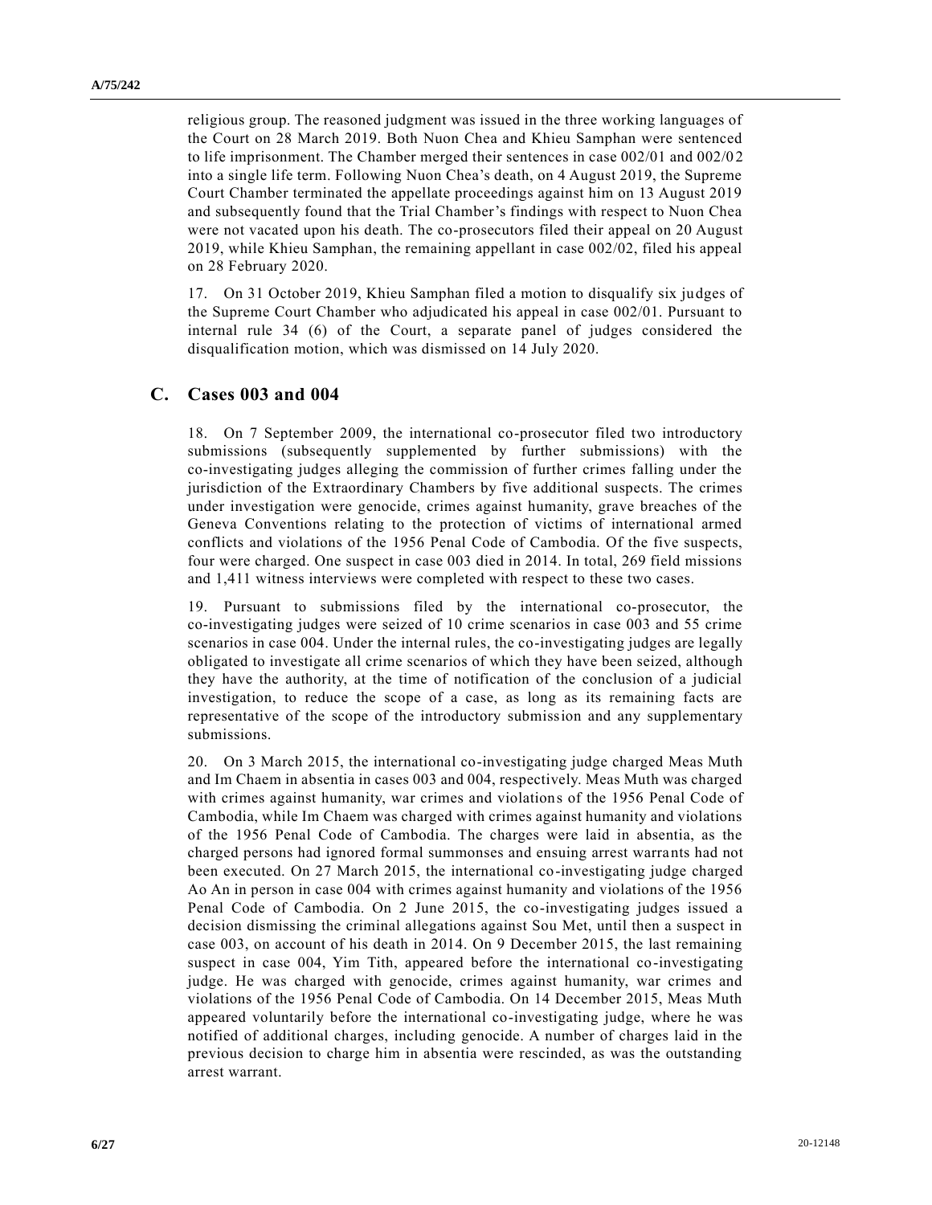religious group. The reasoned judgment was issued in the three working languages of the Court on 28 March 2019. Both Nuon Chea and Khieu Samphan were sentenced to life imprisonment. The Chamber merged their sentences in case 002/01 and 002/02 into a single life term. Following Nuon Chea's death, on 4 August 2019, the Supreme Court Chamber terminated the appellate proceedings against him on 13 August 2019 and subsequently found that the Trial Chamber's findings with respect to Nuon Chea were not vacated upon his death. The co-prosecutors filed their appeal on 20 August 2019, while Khieu Samphan, the remaining appellant in case 002/02, filed his appeal on 28 February 2020.

17. On 31 October 2019, Khieu Samphan filed a motion to disqualify six judges of the Supreme Court Chamber who adjudicated his appeal in case 002/01. Pursuant to internal rule 34 (6) of the Court, a separate panel of judges considered the disqualification motion, which was dismissed on 14 July 2020.

## C. Cases 003 and 004

18. On 7 September 2009, the international co-prosecutor filed two introductory submissions (subsequently supplemented by further submissions) with the co-investigating judges alleging the commission of further crimes falling under the jurisdiction of the Extraordinary Chambers by five additional suspects. The crimes under investigation were genocide, crimes against humanity, grave breaches of the Geneva Conventions relating to the protection of victims of international armed conflicts and violations of the 1956 Penal Code of Cambodia. Of the five suspects, four were charged. One suspect in case 003 died in 2014. In total, 269 field missions and 1,411 witness interviews were completed with respect to these two cases.

19. Pursuant to submissions filed by the international co-prosecutor, the co-investigating judges were seized of 10 crime scenarios in case 003 and 55 crime scenarios in case 004. Under the internal rules, the co-investigating judges are legally obligated to investigate all crime scenarios of which they have been seized, although they have the authority, at the time of notification of the conclusion of a judicial investigation, to reduce the scope of a case, as long as its remaining facts are representative of the scope of the introductory submission and any supplementary submissions.

20. On 3 March 2015, the international co-investigating judge charged Meas Muth and Im Chaem in absentia in cases 003 and 004, respectively. Meas Muth was charged with crimes against humanity, war crimes and violations of the 1956 Penal Code of Cambodia, while Im Chaem was charged with crimes against humanity and violations of the 1956 Penal Code of Cambodia. The charges were laid in absentia, as the charged persons had ignored formal summonses and ensuing arrest warrants had not been executed. On 27 March 2015, the international co-investigating judge charged Ao An in person in case 004 with crimes against humanity and violations of the 1956 Penal Code of Cambodia. On 2 June 2015, the co-investigating judges issued a decision dismissing the criminal allegations against Sou Met, until then a suspect in case 003, on account of his death in 2014. On 9 December 2015, the last remaining suspect in case 004, Yim Tith, appeared before the international co-investigating judge. He was charged with genocide, crimes against humanity, war crimes and violations of the 1956 Penal Code of Cambodia. On 14 December 2015, Meas Muth appeared voluntarily before the international co-investigating judge, where he was notified of additional charges, including genocide. A number of charges laid in the previous decision to charge him in absentia were rescinded, as was the outstanding arrest warrant.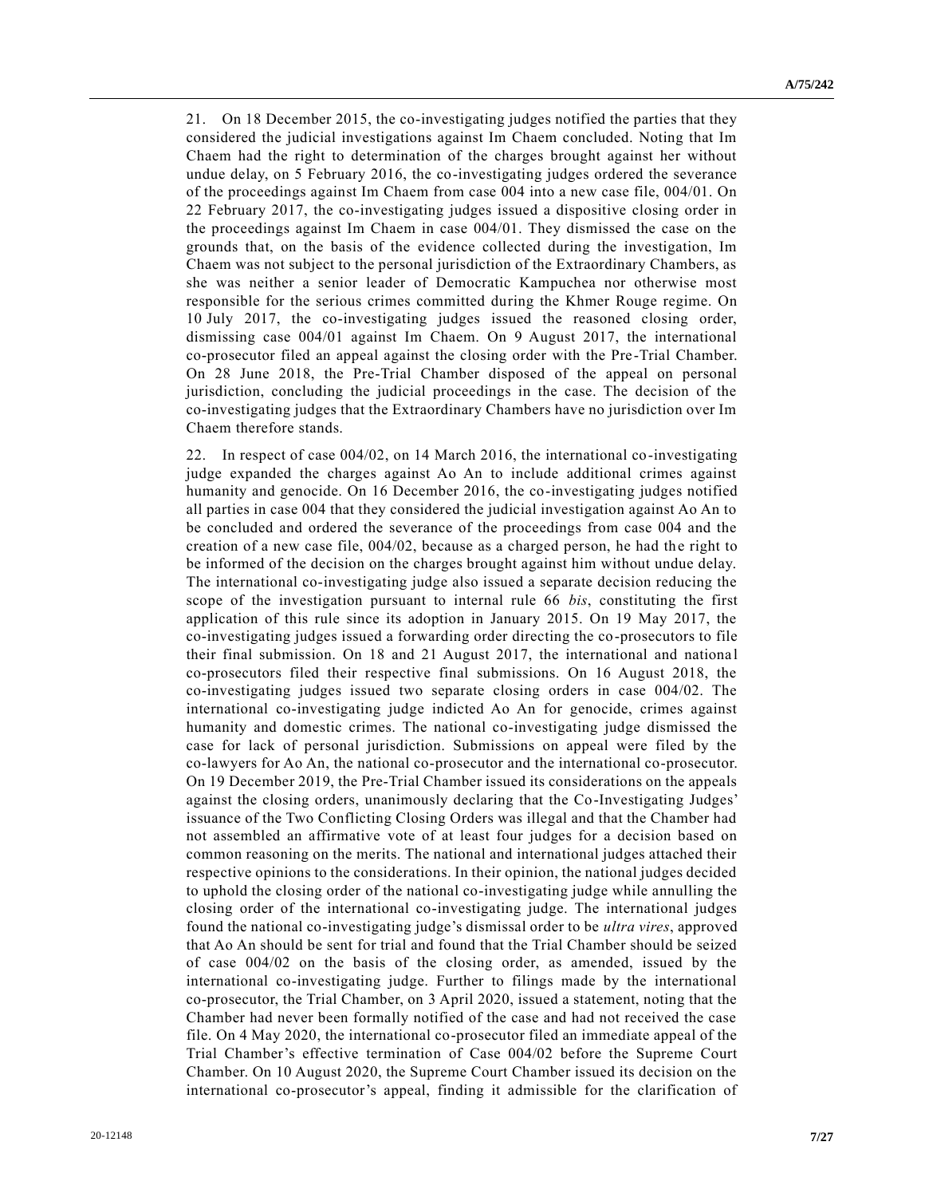21. On 18 December 2015, the co-investigating judges notified the parties that they considered the judicial investigations against Im Chaem concluded. Noting that Im Chaem had the right to determination of the charges brought against her without undue delay, on 5 February 2016, the co-investigating judges ordered the severance of the proceedings against Im Chaem from case 004 into a new case file, 004/01. On 22 February 2017, the co-investigating judges issued a dispositive closing order in the proceedings against Im Chaem in case 004/01. They dismissed the case on the grounds that, on the basis of the evidence collected during the investigation, Im Chaem was not subject to the personal jurisdiction of the Extraordinary Chambers, as she was neither a senior leader of Democratic Kampuchea nor otherwise most responsible for the serious crimes committed during the Khmer Rouge regime. On 10 July 2017, the co-investigating judges issued the reasoned closing order, dismissing case 004/01 against Im Chaem. On 9 August 2017, the international co-prosecutor filed an appeal against the closing order with the Pre-Trial Chamber. On 28 June 2018, the Pre-Trial Chamber disposed of the appeal on personal jurisdiction, concluding the judicial proceedings in the case. The decision of the co-investigating judges that the Extraordinary Chambers have no jurisdiction over Im Chaem therefore stands.

22. In respect of case 004/02, on 14 March 2016, the international co-investigating judge expanded the charges against Ao An to include additional crimes against humanity and genocide. On 16 December 2016, the co-investigating judges notified all parties in case 004 that they considered the judicial investigation against Ao An to be concluded and ordered the severance of the proceedings from case 004 and the creation of a new case file, 004/02, because as a charged person, he had the right to be informed of the decision on the charges brought against him without undue delay. The international co-investigating judge also issued a separate decision reducing the scope of the investigation pursuant to internal rule 66 *bis*, constituting the first application of this rule since its adoption in January 2015. On 19 May 2017, the co-investigating judges issued a forwarding order directing the co-prosecutors to file their final submission. On 18 and 21 August 2017, the international and national co-prosecutors filed their respective final submissions. On 16 August 2018, the co-investigating judges issued two separate closing orders in case 004/02. The international co-investigating judge indicted Ao An for genocide, crimes against humanity and domestic crimes. The national co-investigating judge dismissed the case for lack of personal jurisdiction. Submissions on appeal were filed by the co-lawyers for Ao An, the national co-prosecutor and the international co-prosecutor. On 19 December 2019, the Pre-Trial Chamber issued its considerations on the appeals against the closing orders, unanimously declaring that the Co-Investigating Judges' issuance of the Two Conflicting Closing Orders was illegal and that the Chamber had not assembled an affirmative vote of at least four judges for a decision based on common reasoning on the merits. The national and international judges attached their respective opinions to the considerations. In their opinion, the national judges decided to uphold the closing order of the national co-investigating judge while annulling the closing order of the international co-investigating judge. The international judges found the national co-investigating judge's dismissal order to be *ultra vires*, approved that Ao An should be sent for trial and found that the Trial Chamber should be seized of case 004/02 on the basis of the closing order, as amended, issued by the international co-investigating judge. Further to filings made by the international co-prosecutor, the Trial Chamber, on 3 April 2020, issued a statement, noting that the Chamber had never been formally notified of the case and had not received the case file. On 4 May 2020, the international co-prosecutor filed an immediate appeal of the Trial Chamber's effective termination of Case 004/02 before the Supreme Court Chamber. On 10 August 2020, the Supreme Court Chamber issued its decision on the international co-prosecutor's appeal, finding it admissible for the clarification of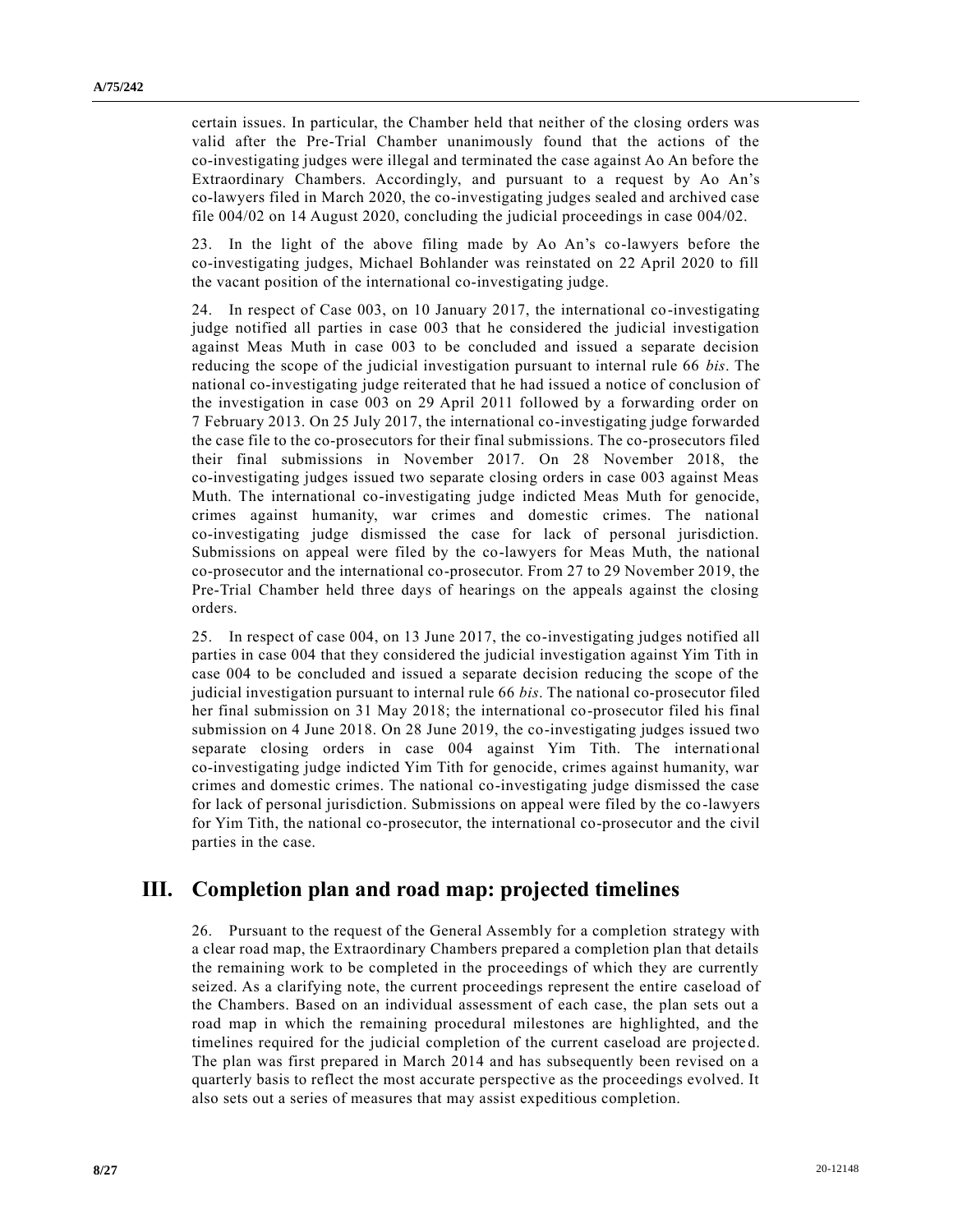certain issues. In particular, the Chamber held that neither of the closing orders was valid after the Pre-Trial Chamber unanimously found that the actions of the co-investigating judges were illegal and terminated the case against Ao An before the Extraordinary Chambers. Accordingly, and pursuant to a request by Ao An's co-lawyers filed in March 2020, the co-investigating judges sealed and archived case file 004/02 on 14 August 2020, concluding the judicial proceedings in case 004/02.

23. In the light of the above filing made by Ao An's co-lawyers before the co-investigating judges, Michael Bohlander was reinstated on 22 April 2020 to fill the vacant position of the international co-investigating judge.

24. In respect of Case 003, on 10 January 2017, the international co-investigating judge notified all parties in case 003 that he considered the judicial investigation against Meas Muth in case 003 to be concluded and issued a separate decision reducing the scope of the judicial investigation pursuant to internal rule 66 *bis*. The national co-investigating judge reiterated that he had issued a notice of conclusion of the investigation in case 003 on 29 April 2011 followed by a forwarding order on 7 February 2013. On 25 July 2017, the international co-investigating judge forwarded the case file to the co-prosecutors for their final submissions. The co-prosecutors filed their final submissions in November 2017. On 28 November 2018, the co-investigating judges issued two separate closing orders in case 003 against Meas Muth. The international co-investigating judge indicted Meas Muth for genocide, crimes against humanity, war crimes and domestic crimes. The national co-investigating judge dismissed the case for lack of personal jurisdiction. Submissions on appeal were filed by the co-lawyers for Meas Muth, the national co-prosecutor and the international co-prosecutor. From 27 to 29 November 2019, the Pre-Trial Chamber held three days of hearings on the appeals against the closing orders.

25. In respect of case 004, on 13 June 2017, the co-investigating judges notified all parties in case 004 that they considered the judicial investigation against Yim Tith in case 004 to be concluded and issued a separate decision reducing the scope of the judicial investigation pursuant to internal rule 66 *bis*. The national co-prosecutor filed her final submission on 31 May 2018; the international co-prosecutor filed his final submission on 4 June 2018. On 28 June 2019, the co-investigating judges issued two separate closing orders in case 004 against Yim Tith. The international co-investigating judge indicted Yim Tith for genocide, crimes against humanity, war crimes and domestic crimes. The national co-investigating judge dismissed the case for lack of personal jurisdiction. Submissions on appeal were filed by the co-lawyers for Yim Tith, the national co-prosecutor, the international co-prosecutor and the civil parties in the case.

## III. Completion plan and road map: projected timelines

26. Pursuant to the request of the General Assembly for a completion strategy with a clear road map, the Extraordinary Chambers prepared a completion plan that details the remaining work to be completed in the proceedings of which they are currently seized. As a clarifying note, the current proceedings represent the entire caseload of the Chambers. Based on an individual assessment of each case, the plan sets out a road map in which the remaining procedural milestones are highlighted, and the timelines required for the judicial completion of the current caseload are projected. The plan was first prepared in March 2014 and has subsequently been revised on a quarterly basis to reflect the most accurate perspective as the proceedings evolved. It also sets out a series of measures that may assist expeditious completion.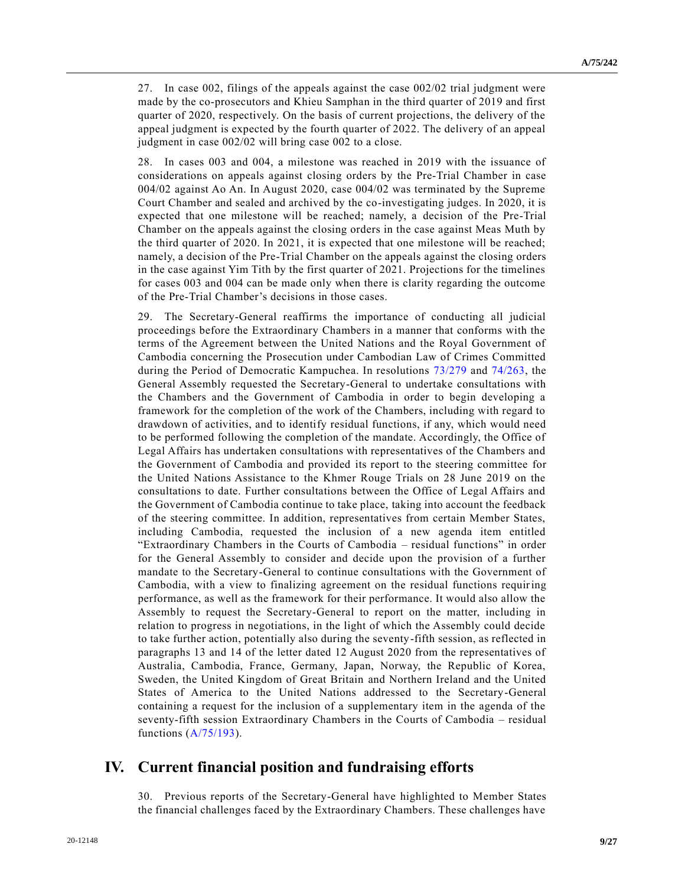27. In case 002, filings of the appeals against the case 002/02 trial judgment were made by the co-prosecutors and Khieu Samphan in the third quarter of 2019 and first quarter of 2020, respectively. On the basis of current projections, the delivery of the appeal judgment is expected by the fourth quarter of 2022. The delivery of an appeal judgment in case 002/02 will bring case 002 to a close.

28. In cases 003 and 004, a milestone was reached in 2019 with the issuance of considerations on appeals against closing orders by the Pre-Trial Chamber in case 004/02 against Ao An. In August 2020, case 004/02 was terminated by the Supreme Court Chamber and sealed and archived by the co-investigating judges. In 2020, it is expected that one milestone will be reached; namely, a decision of the Pre-Trial Chamber on the appeals against the closing orders in the case against Meas Muth by the third quarter of 2020. In 2021, it is expected that one milestone will be reached; namely, a decision of the Pre-Trial Chamber on the appeals against the closing orders in the case against Yim Tith by the first quarter of 2021. Projections for the timelines for cases 003 and 004 can be made only when there is clarity regarding the outcome of the Pre-Trial Chamber's decisions in those cases.

29. The Secretary-General reaffirms the importance of conducting all judicial proceedings before the Extraordinary Chambers in a manner that conforms with the terms of the Agreement between the United Nations and the Royal Government of Cambodia concerning the Prosecution under Cambodian Law of Crimes Committed during the Period of Democratic Kampuchea. In resolutions 73/279 and 74/263, the General Assembly requested the Secretary-General to undertake consultations with the Chambers and the Government of Cambodia in order to begin developing a framework for the completion of the work of the Chambers, including with regard to drawdown of activities, and to identify residual functions, if any, which would need to be performed following the completion of the mandate. Accordingly, the Office of Legal Affairs has undertaken consultations with representatives of the Chambers and the Government of Cambodia and provided its report to the steering committee for the United Nations Assistance to the Khmer Rouge Trials on 28 June 2019 on the consultations to date. Further consultations between the Office of Legal Affairs and the Government of Cambodia continue to take place, taking into account the feedback of the steering committee. In addition, representatives from certain Member States, including Cambodia, requested the inclusion of a new agenda item entitled "Extraordinary Chambers in the Courts of Cambodia – residual functions" in order for the General Assembly to consider and decide upon the provision of a further mandate to the Secretary-General to continue consultations with the Government of Cambodia, with a view to finalizing agreement on the residual functions requiring performance, as well as the framework for their performance. It would also allow the Assembly to request the Secretary-General to report on the matter, including in relation to progress in negotiations, in the light of which the Assembly could decide to take further action, potentially also during the seventy-fifth session, as reflected in paragraphs 13 and 14 of the letter dated 12 August 2020 from the representatives of Australia, Cambodia, France, Germany, Japan, Norway, the Republic of Korea, Sweden, the United Kingdom of Great Britain and Northern Ireland and the United States of America to the United Nations addressed to the Secretary-General containing a request for the inclusion of a supplementary item in the agenda of the seventy-fifth session Extraordinary Chambers in the Courts of Cambodia – residual functions (A/75/193).

# IV. Current financial position and fundraising efforts

30. Previous reports of the Secretary-General have highlighted to Member States the financial challenges faced by the Extraordinary Chambers. These challenges have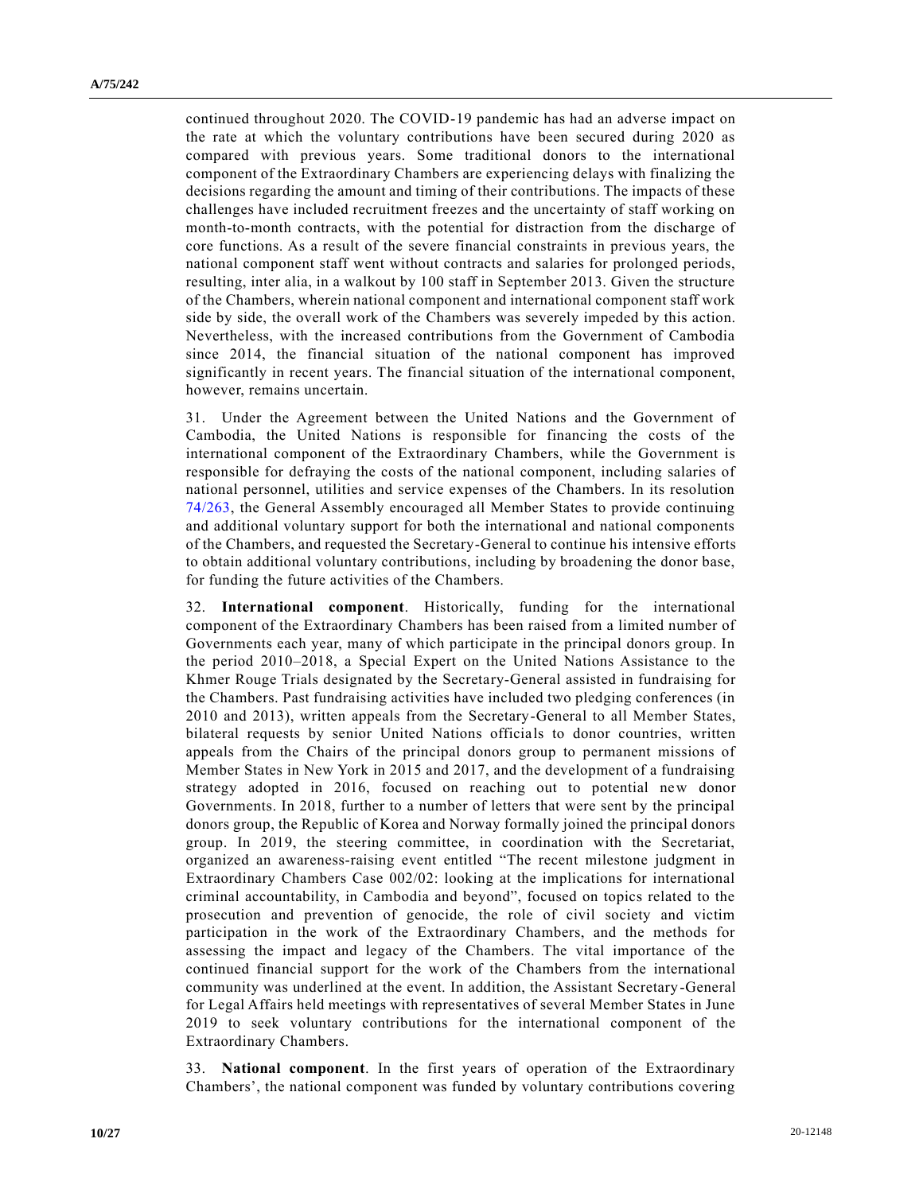continued throughout 2020. The COVID-19 pandemic has had an adverse impact on the rate at which the voluntary contributions have been secured during 2020 as compared with previous years. Some traditional donors to the international component of the Extraordinary Chambers are experiencing delays with finalizing the decisions regarding the amount and timing of their contributions. The impacts of these challenges have included recruitment freezes and the uncertainty of staff working on month-to-month contracts, with the potential for distraction from the discharge of core functions. As a result of the severe financial constraints in previous years, the national component staff went without contracts and salaries for prolonged periods, resulting, inter alia, in a walkout by 100 staff in September 2013. Given the structure of the Chambers, wherein national component and international component staff work side by side, the overall work of the Chambers was severely impeded by this action. Nevertheless, with the increased contributions from the Government of Cambodia since 2014, the financial situation of the national component has improved significantly in recent years. The financial situation of the international component, however, remains uncertain.

31. Under the Agreement between the United Nations and the Government of Cambodia, the United Nations is responsible for financing the costs of the international component of the Extraordinary Chambers, while the Government is responsible for defraying the costs of the national component, including salaries of national personnel, utilities and service expenses of the Chambers. In its resolution 74/263, the General Assembly encouraged all Member States to provide continuing and additional voluntary support for both the international and national components of the Chambers, and requested the Secretary-General to continue his intensive efforts to obtain additional voluntary contributions, including by broadening the donor base, for funding the future activities of the Chambers.

32. **International component**. Historically, funding for the international component of the Extraordinary Chambers has been raised from a limited number of Governments each year, many of which participate in the principal donors group. In the period 2010–2018, a Special Expert on the United Nations Assistance to the Khmer Rouge Trials designated by the Secretary-General assisted in fundraising for the Chambers. Past fundraising activities have included two pledging conferences (in 2010 and 2013), written appeals from the Secretary-General to all Member States, bilateral requests by senior United Nations officials to donor countries, written appeals from the Chairs of the principal donors group to permanent missions of Member States in New York in 2015 and 2017, and the development of a fundraising strategy adopted in 2016, focused on reaching out to potential new donor Governments. In 2018, further to a number of letters that were sent by the principal donors group, the Republic of Korea and Norway formally joined the principal donors group. In 2019, the steering committee, in coordination with the Secretariat, organized an awareness-raising event entitled "The recent milestone judgment in Extraordinary Chambers Case 002/02: looking at the implications for international criminal accountability, in Cambodia and beyond", focused on topics related to the prosecution and prevention of genocide, the role of civil society and victim participation in the work of the Extraordinary Chambers, and the methods for assessing the impact and legacy of the Chambers. The vital importance of the continued financial support for the work of the Chambers from the international community was underlined at the event. In addition, the Assistant Secretary-General for Legal Affairs held meetings with representatives of several Member States in June 2019 to seek voluntary contributions for the international component of the Extraordinary Chambers.

33. **National component**. In the first years of operation of the Extraordinary Chambers', the national component was funded by voluntary contributions covering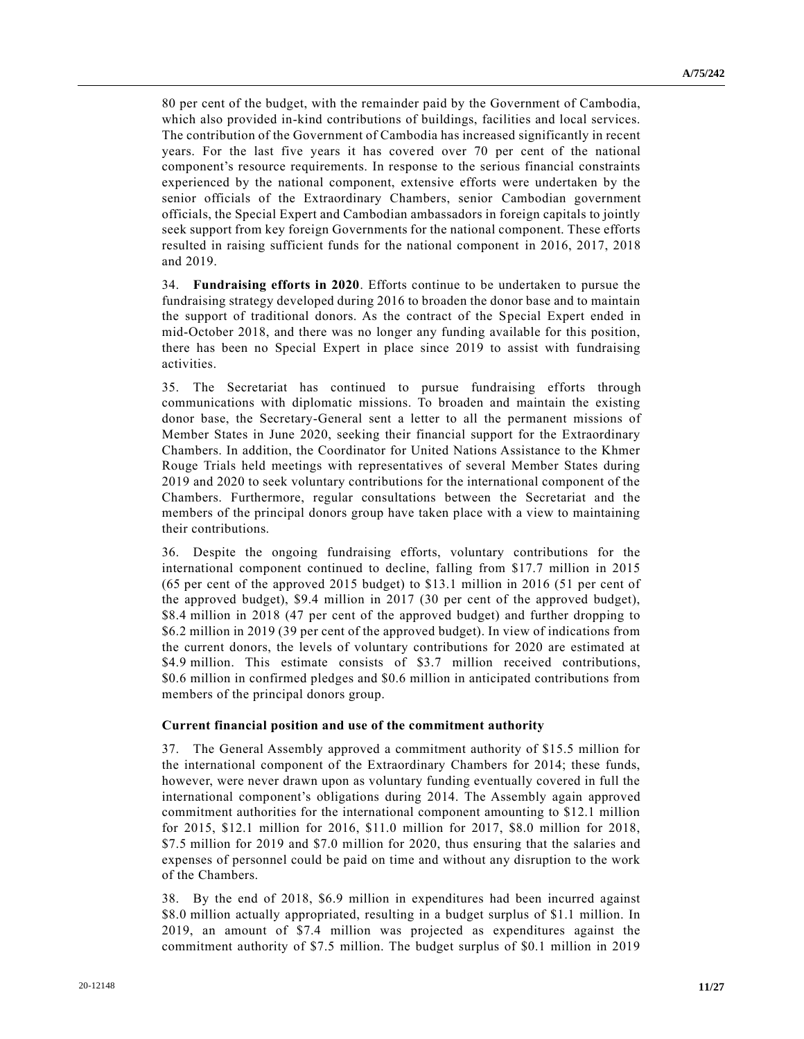80 per cent of the budget, with the remainder paid by the Government of Cambodia, which also provided in-kind contributions of buildings, facilities and local services. The contribution of the Government of Cambodia has increased significantly in recent years. For the last five years it has covered over 70 per cent of the national component's resource requirements. In response to the serious financial constraints experienced by the national component, extensive efforts were undertaken by the senior officials of the Extraordinary Chambers, senior Cambodian government officials, the Special Expert and Cambodian ambassadors in foreign capitals to jointly seek support from key foreign Governments for the national component. These efforts resulted in raising sufficient funds for the national component in 2016, 2017, 2018 and 2019.

34. **Fundraising efforts in 2020**. Efforts continue to be undertaken to pursue the fundraising strategy developed during 2016 to broaden the donor base and to maintain the support of traditional donors. As the contract of the Special Expert ended in mid-October 2018, and there was no longer any funding available for this position, there has been no Special Expert in place since 2019 to assist with fundraising activities.

35. The Secretariat has continued to pursue fundraising efforts through communications with diplomatic missions. To broaden and maintain the existing donor base, the Secretary-General sent a letter to all the permanent missions of Member States in June 2020, seeking their financial support for the Extraordinary Chambers. In addition, the Coordinator for United Nations Assistance to the Khmer Rouge Trials held meetings with representatives of several Member States during 2019 and 2020 to seek voluntary contributions for the international component of the Chambers. Furthermore, regular consultations between the Secretariat and the members of the principal donors group have taken place with a view to maintaining their contributions.

36. Despite the ongoing fundraising efforts, voluntary contributions for the international component continued to decline, falling from $17.7 million in 2015 (65 per cent of the approved 2015 budget) to $13.1 million in 2016 (51 per cent of the approved budget), $9.4 million in 2017 (30 per cent of the approved budget), $8.4 million in 2018 (47 per cent of the approved budget) and further dropping to $6.2 million in 2019 (39 per cent of the approved budget). In view of indications from the current donors, the levels of voluntary contributions for 2020 are estimated at $4.9 million. This estimate consists of $3.7 million received contributions, $0.6 million in confirmed pledges and $0.6 million in anticipated contributions from members of the principal donors group.

### Current financial position and use of the commitment authority

37. The General Assembly approved a commitment authority of $15.5 million for the international component of the Extraordinary Chambers for 2014; these funds, however, were never drawn upon as voluntary funding eventually covered in full the international component's obligations during 2014. The Assembly again approved commitment authorities for the international component amounting to $12.1 million for 2015, $12.1 million for 2016, $11.0 million for 2017, $8.0 million for 2018, $7.5 million for 2019 and $7.0 million for 2020, thus ensuring that the salaries and expenses of personnel could be paid on time and without any disruption to the work of the Chambers.

38. By the end of 2018, $6.9 million in expenditures had been incurred against $8.0 million actually appropriated, resulting in a budget surplus of $1.1 million. In 2019, an amount of $7.4 million was projected as expenditures against the commitment authority of $7.5 million. The budget surplus of $0.1 million in 2019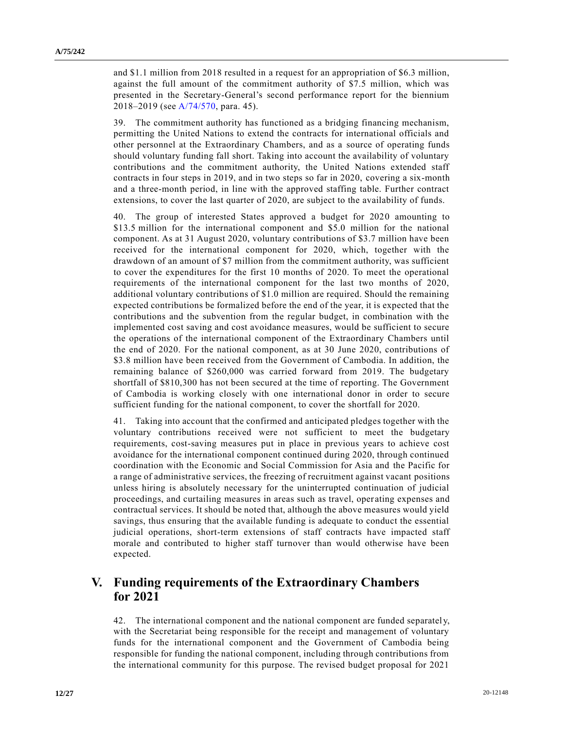and $1.1 million from 2018 resulted in a request for an appropriation of $6.3 million, against the full amount of the commitment authority of $7.5 million, which was presented in the Secretary-General's second performance report for the biennium 2018–2019 (see A/74/570, para. 45).

39. The commitment authority has functioned as a bridging financing mechanism, permitting the United Nations to extend the contracts for international officials and other personnel at the Extraordinary Chambers, and as a source of operating funds should voluntary funding fall short. Taking into account the availability of voluntary contributions and the commitment authority, the United Nations extended staff contracts in four steps in 2019, and in two steps so far in 2020, covering a six-month and a three-month period, in line with the approved staffing table. Further contract extensions, to cover the last quarter of 2020, are subject to the availability of funds.

40. The group of interested States approved a budget for 2020 amounting to $13.5 million for the international component and $5.0 million for the national component. As at 31 August 2020, voluntary contributions of $3.7 million have been received for the international component for 2020, which, together with the drawdown of an amount of $7 million from the commitment authority, was sufficient to cover the expenditures for the first 10 months of 2020. To meet the operational requirements of the international component for the last two months of 2020, additional voluntary contributions of $1.0 million are required. Should the remaining expected contributions be formalized before the end of the year, it is expected that the contributions and the subvention from the regular budget, in combination with the implemented cost saving and cost avoidance measures, would be sufficient to secure the operations of the international component of the Extraordinary Chambers until the end of 2020. For the national component, as at 30 June 2020, contributions of $3.8 million have been received from the Government of Cambodia. In addition, the remaining balance of $260,000 was carried forward from 2019. The budgetary shortfall of $810,300 has not been secured at the time of reporting. The Government of Cambodia is working closely with one international donor in order to secure sufficient funding for the national component, to cover the shortfall for 2020.

41. Taking into account that the confirmed and anticipated pledges together with the voluntary contributions received were not sufficient to meet the budgetary requirements, cost-saving measures put in place in previous years to achieve cost avoidance for the international component continued during 2020, through continued coordination with the Economic and Social Commission for Asia and the Pacific for a range of administrative services, the freezing of recruitment against vacant positions unless hiring is absolutely necessary for the uninterrupted continuation of judicial proceedings, and curtailing measures in areas such as travel, operating expenses and contractual services. It should be noted that, although the above measures would yield savings, thus ensuring that the available funding is adequate to conduct the essential judicial operations, short-term extensions of staff contracts have impacted staff morale and contributed to higher staff turnover than would otherwise have been expected.

## V. Funding requirements of the Extraordinary Chambers for 2021

42. The international component and the national component are funded separately, with the Secretariat being responsible for the receipt and management of voluntary funds for the international component and the Government of Cambodia being responsible for funding the national component, including through contributions from the international community for this purpose. The revised budget proposal for 2021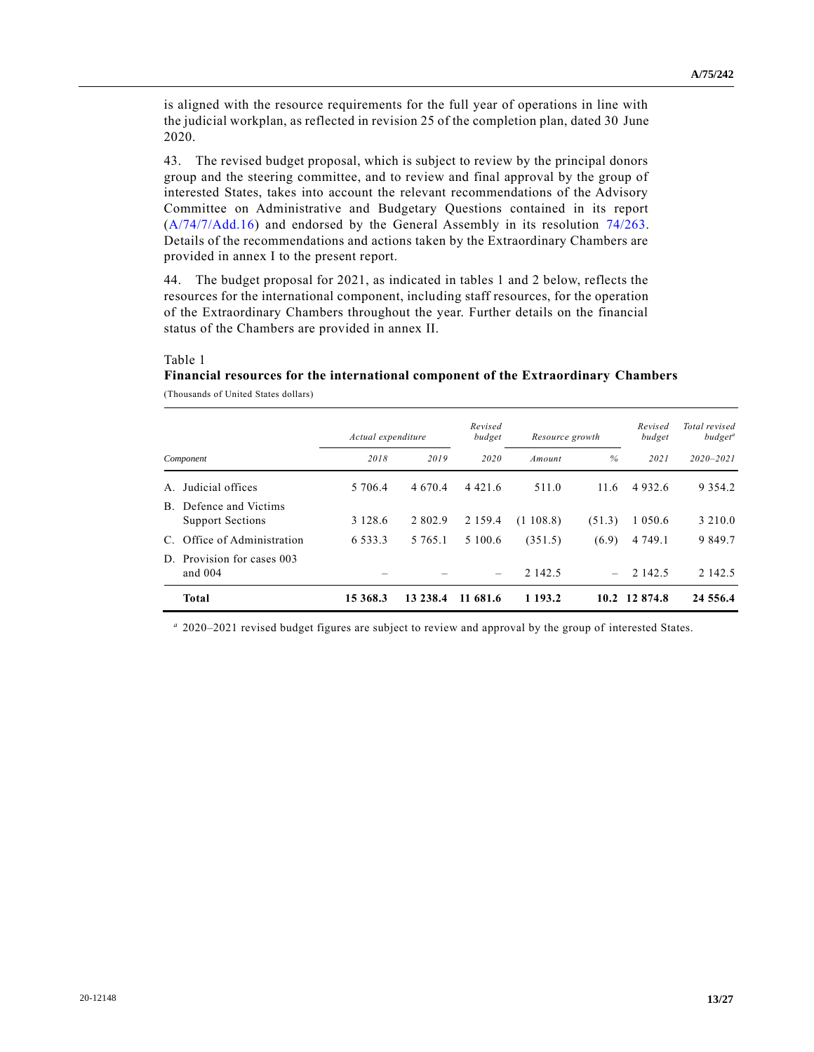is aligned with the resource requirements for the full year of operations in line with the judicial workplan, as reflected in revision 25 of the completion plan, dated 30 June 2020.

43. The revised budget proposal, which is subject to review by the principal donors group and the steering committee, and to review and final approval by the group of interested States, takes into account the relevant recommendations of the Advisory Committee on Administrative and Budgetary Questions contained in its report (A/74/7/Add.16) and endorsed by the General Assembly in its resolution 74/263. Details of the recommendations and actions taken by the Extraordinary Chambers are provided in annex I to the present report.

44. The budget proposal for 2021, as indicated in tables 1 and 2 below, reflects the resources for the international component, including staff resources, for the operation of the Extraordinary Chambers throughout the year. Further details on the financial status of the Chambers are provided in annex II.

Table 1
**Financial resources for the international component of the Extraordinary Chambers**
(Thousands of United States dollars)

| Component | *Actual expenditure* | | *Revised budget* | *Resource growth* | | *Revised budget* | *Total revised budget*[a] |
|---|---|---|---|---|---|---|---|
| | *2018* | *2019* | *2020* | *Amount* | *%* | *2021* | *2020–2021* |
| A. Judicial offices | 5 706.4 | 4 670.4 | 4 421.6 | 511.0 | 11.6 | 4 932.6 | 9 354.2 |
| B. Defence and Victims Support Sections | 3 128.6 | 2 802.9 | 2 159.4 | (1 108.8) | (51.3) | 1 050.6 | 3 210.0 |
| C. Office of Administration | 6 533.3 | 5 765.1 | 5 100.6 | (351.5) | (6.9) | 4 749.1 | 9 849.7 |
| D. Provision for cases 003 and 004 | – | – | – | 2 142.5 | – | 2 142.5 | 2 142.5 |
| **Total** | **15 368.3** | **13 238.4** | **11 681.6** | **1 193.2** | **10.2** | **12 874.8** | **24 556.4** |

[a] 2020–2021 revised budget figures are subject to review and approval by the group of interested States.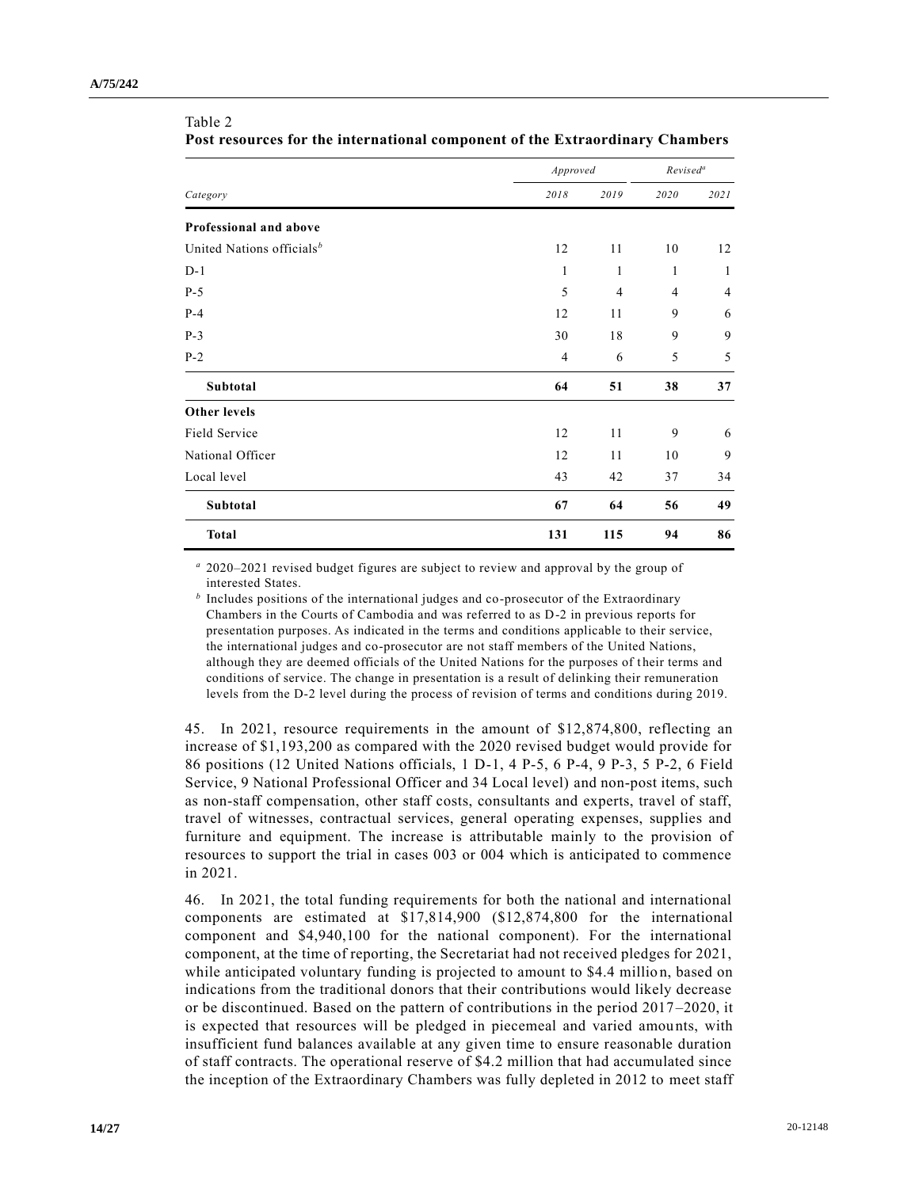Table 2
**Post resources for the international component of the Extraordinary Chambers**

| Category | Approved | | Revised[a] | |
|---|---|---|---|---|
| | 2018 | 2019 | 2020 | 2021 |
| **Professional and above** | | | | |
| United Nations officials[b] | 12 | 11 | 10 | 12 |
| D-1 | 1 | 1 | 1 | 1 |
| P-5 | 5 | 4 | 4 | 4 |
| P-4 | 12 | 11 | 9 | 6 |
| P-3 | 30 | 18 | 9 | 9 |
| P-2 | 4 | 6 | 5 | 5 |
| **Subtotal** | **64** | **51** | **38** | **37** |
| **Other levels** | | | | |
| Field Service | 12 | 11 | 9 | 6 |
| National Officer | 12 | 11 | 10 | 9 |
| Local level | 43 | 42 | 37 | 34 |
| **Subtotal** | **67** | **64** | **56** | **49** |
| **Total** | **131** | **115** | **94** | **86** |

[a] 2020–2021 revised budget figures are subject to review and approval by the group of interested States.

[b] Includes positions of the international judges and co-prosecutor of the Extraordinary Chambers in the Courts of Cambodia and was referred to as D-2 in previous reports for presentation purposes. As indicated in the terms and conditions applicable to their service, the international judges and co-prosecutor are not staff members of the United Nations, although they are deemed officials of the United Nations for the purposes of their terms and conditions of service. The change in presentation is a result of delinking their remuneration levels from the D-2 level during the process of revision of terms and conditions during 2019.

45. In 2021, resource requirements in the amount of $12,874,800, reflecting an increase of $1,193,200 as compared with the 2020 revised budget would provide for 86 positions (12 United Nations officials, 1 D-1, 4 P-5, 6 P-4, 9 P-3, 5 P-2, 6 Field Service, 9 National Professional Officer and 34 Local level) and non-post items, such as non-staff compensation, other staff costs, consultants and experts, travel of staff, travel of witnesses, contractual services, general operating expenses, supplies and furniture and equipment. The increase is attributable mainly to the provision of resources to support the trial in cases 003 or 004 which is anticipated to commence in 2021.

46. In 2021, the total funding requirements for both the national and international components are estimated at $17,814,900 ($12,874,800 for the international component and $4,940,100 for the national component). For the international component, at the time of reporting, the Secretariat had not received pledges for 2021, while anticipated voluntary funding is projected to amount to $4.4 million, based on indications from the traditional donors that their contributions would likely decrease or be discontinued. Based on the pattern of contributions in the period 2017–2020, it is expected that resources will be pledged in piecemeal and varied amounts, with insufficient fund balances available at any given time to ensure reasonable duration of staff contracts. The operational reserve of $4.2 million that had accumulated since the inception of the Extraordinary Chambers was fully depleted in 2012 to meet staff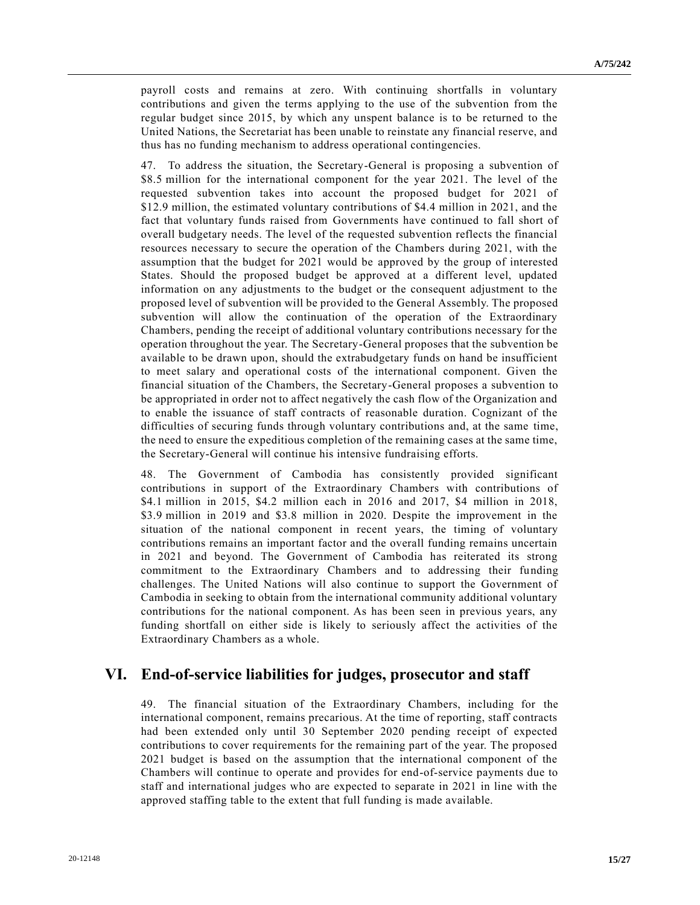payroll costs and remains at zero. With continuing shortfalls in voluntary contributions and given the terms applying to the use of the subvention from the regular budget since 2015, by which any unspent balance is to be returned to the United Nations, the Secretariat has been unable to reinstate any financial reserve, and thus has no funding mechanism to address operational contingencies.

47. To address the situation, the Secretary-General is proposing a subvention of \$8.5 million for the international component for the year 2021. The level of the requested subvention takes into account the proposed budget for 2021 of \$12.9 million, the estimated voluntary contributions of \$4.4 million in 2021, and the fact that voluntary funds raised from Governments have continued to fall short of overall budgetary needs. The level of the requested subvention reflects the financial resources necessary to secure the operation of the Chambers during 2021, with the assumption that the budget for 2021 would be approved by the group of interested States. Should the proposed budget be approved at a different level, updated information on any adjustments to the budget or the consequent adjustment to the proposed level of subvention will be provided to the General Assembly. The proposed subvention will allow the continuation of the operation of the Extraordinary Chambers, pending the receipt of additional voluntary contributions necessary for the operation throughout the year. The Secretary-General proposes that the subvention be available to be drawn upon, should the extrabudgetary funds on hand be insufficient to meet salary and operational costs of the international component. Given the financial situation of the Chambers, the Secretary-General proposes a subvention to be appropriated in order not to affect negatively the cash flow of the Organization and to enable the issuance of staff contracts of reasonable duration. Cognizant of the difficulties of securing funds through voluntary contributions and, at the same time, the need to ensure the expeditious completion of the remaining cases at the same time, the Secretary-General will continue his intensive fundraising efforts.

48. The Government of Cambodia has consistently provided significant contributions in support of the Extraordinary Chambers with contributions of \$4.1 million in 2015, \$4.2 million each in 2016 and 2017, \$4 million in 2018, \$3.9 million in 2019 and \$3.8 million in 2020. Despite the improvement in the situation of the national component in recent years, the timing of voluntary contributions remains an important factor and the overall funding remains uncertain in 2021 and beyond. The Government of Cambodia has reiterated its strong commitment to the Extraordinary Chambers and to addressing their funding challenges. The United Nations will also continue to support the Government of Cambodia in seeking to obtain from the international community additional voluntary contributions for the national component. As has been seen in previous years, any funding shortfall on either side is likely to seriously affect the activities of the Extraordinary Chambers as a whole.

## VI. End-of-service liabilities for judges, prosecutor and staff

49. The financial situation of the Extraordinary Chambers, including for the international component, remains precarious. At the time of reporting, staff contracts had been extended only until 30 September 2020 pending receipt of expected contributions to cover requirements for the remaining part of the year. The proposed 2021 budget is based on the assumption that the international component of the Chambers will continue to operate and provides for end-of-service payments due to staff and international judges who are expected to separate in 2021 in line with the approved staffing table to the extent that full funding is made available.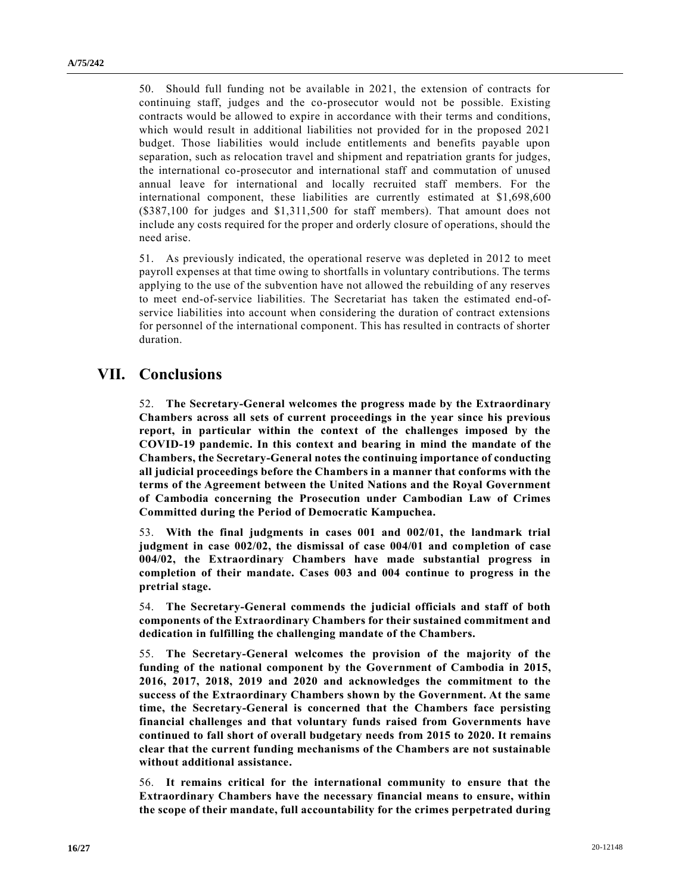50. Should full funding not be available in 2021, the extension of contracts for continuing staff, judges and the co-prosecutor would not be possible. Existing contracts would be allowed to expire in accordance with their terms and conditions, which would result in additional liabilities not provided for in the proposed 2021 budget. Those liabilities would include entitlements and benefits payable upon separation, such as relocation travel and shipment and repatriation grants for judges, the international co-prosecutor and international staff and commutation of unused annual leave for international and locally recruited staff members. For the international component, these liabilities are currently estimated at $1,698,600 ($387,100 for judges and $1,311,500 for staff members). That amount does not include any costs required for the proper and orderly closure of operations, should the need arise.

51. As previously indicated, the operational reserve was depleted in 2012 to meet payroll expenses at that time owing to shortfalls in voluntary contributions. The terms applying to the use of the subvention have not allowed the rebuilding of any reserves to meet end-of-service liabilities. The Secretariat has taken the estimated end-of-service liabilities into account when considering the duration of contract extensions for personnel of the international component. This has resulted in contracts of shorter duration.

## VII. Conclusions

52. **The Secretary-General welcomes the progress made by the Extraordinary Chambers across all sets of current proceedings in the year since his previous report, in particular within the context of the challenges imposed by the COVID-19 pandemic. In this context and bearing in mind the mandate of the Chambers, the Secretary-General notes the continuing importance of conducting all judicial proceedings before the Chambers in a manner that conforms with the terms of the Agreement between the United Nations and the Royal Government of Cambodia concerning the Prosecution under Cambodian Law of Crimes Committed during the Period of Democratic Kampuchea.**

53. **With the final judgments in cases 001 and 002/01, the landmark trial judgment in case 002/02, the dismissal of case 004/01 and completion of case 004/02, the Extraordinary Chambers have made substantial progress in completion of their mandate. Cases 003 and 004 continue to progress in the pretrial stage.**

54. **The Secretary-General commends the judicial officials and staff of both components of the Extraordinary Chambers for their sustained commitment and dedication in fulfilling the challenging mandate of the Chambers.**

55. **The Secretary-General welcomes the provision of the majority of the funding of the national component by the Government of Cambodia in 2015, 2016, 2017, 2018, 2019 and 2020 and acknowledges the commitment to the success of the Extraordinary Chambers shown by the Government. At the same time, the Secretary-General is concerned that the Chambers face persisting financial challenges and that voluntary funds raised from Governments have continued to fall short of overall budgetary needs from 2015 to 2020. It remains clear that the current funding mechanisms of the Chambers are not sustainable without additional assistance.**

56. **It remains critical for the international community to ensure that the Extraordinary Chambers have the necessary financial means to ensure, within the scope of their mandate, full accountability for the crimes perpetrated during**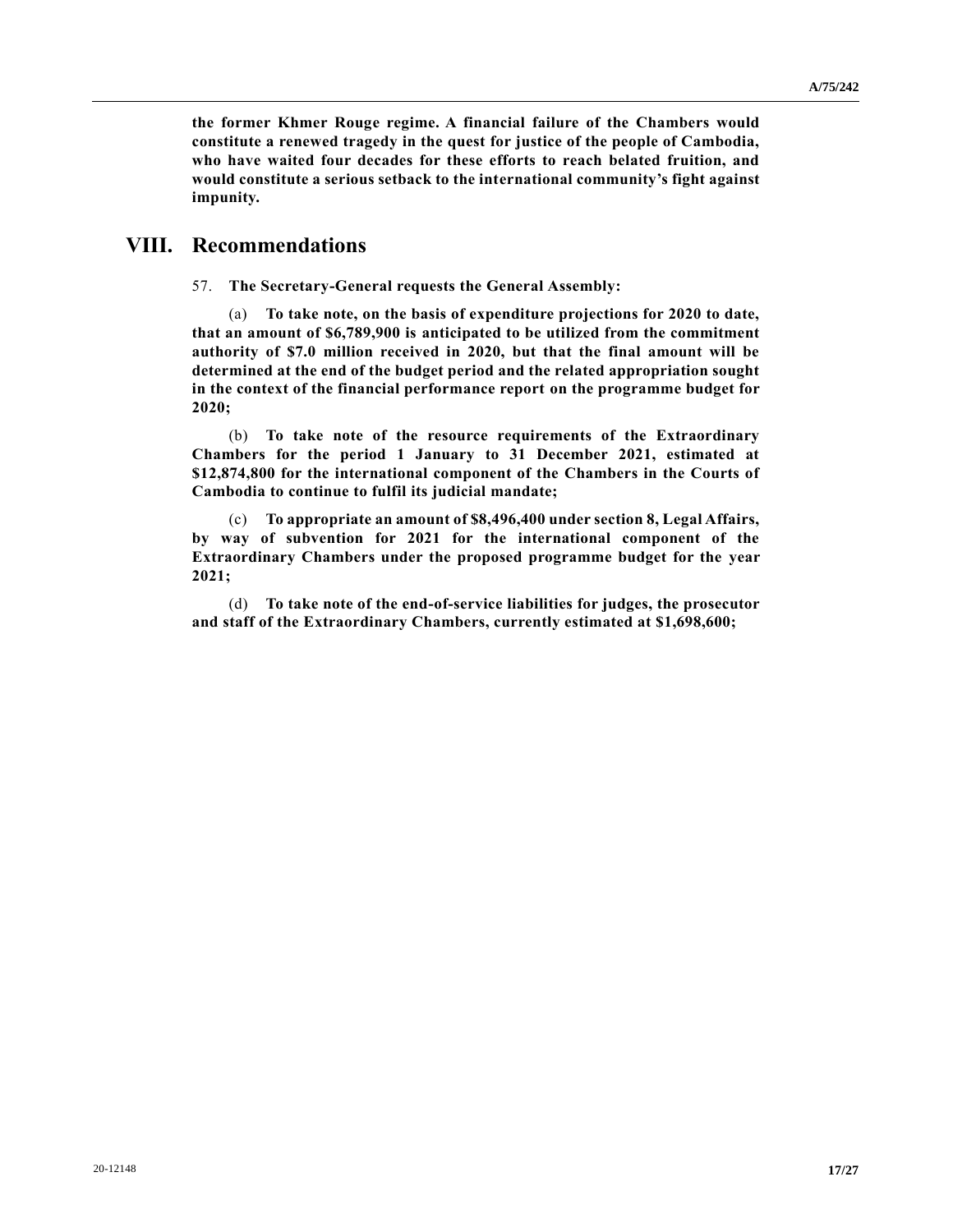**the former Khmer Rouge regime. A financial failure of the Chambers would constitute a renewed tragedy in the quest for justice of the people of Cambodia, who have waited four decades for these efforts to reach belated fruition, and would constitute a serious setback to the international community's fight against impunity.**

# VIII. Recommendations

57. **The Secretary-General requests the General Assembly:**

(a) **To take note, on the basis of expenditure projections for 2020 to date, that an amount of $6,789,900 is anticipated to be utilized from the commitment authority of $7.0 million received in 2020, but that the final amount will be determined at the end of the budget period and the related appropriation sought in the context of the financial performance report on the programme budget for 2020;**

(b) **To take note of the resource requirements of the Extraordinary Chambers for the period 1 January to 31 December 2021, estimated at $12,874,800 for the international component of the Chambers in the Courts of Cambodia to continue to fulfil its judicial mandate;**

(c) **To appropriate an amount of $8,496,400 under section 8, Legal Affairs, by way of subvention for 2021 for the international component of the Extraordinary Chambers under the proposed programme budget for the year 2021;**

(d) **To take note of the end-of-service liabilities for judges, the prosecutor and staff of the Extraordinary Chambers, currently estimated at $1,698,600;**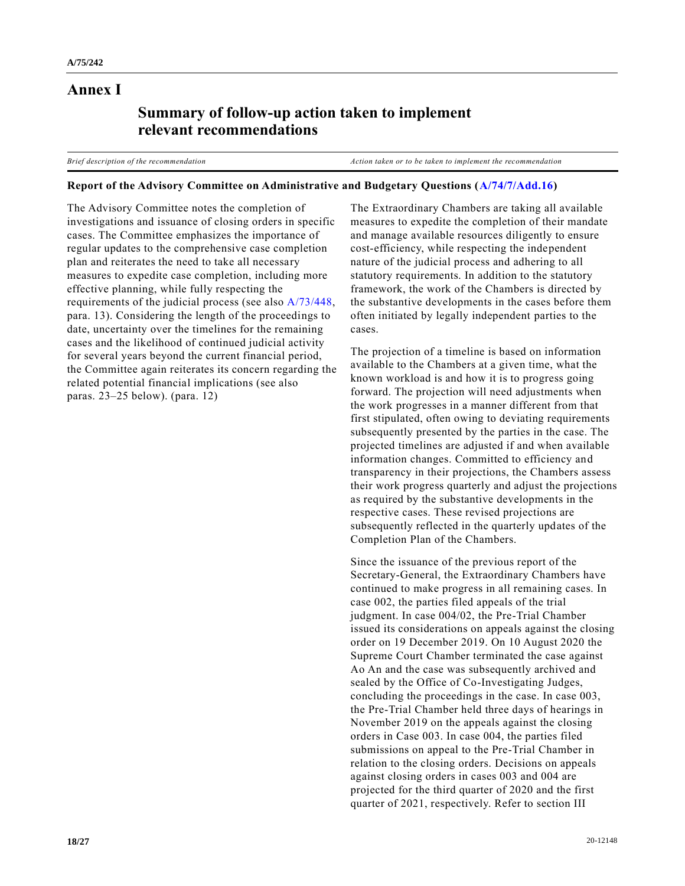# Annex I

## Summary of follow-up action taken to implement relevant recommendations

| *Brief description of the recommendation* | *Action taken or to be taken to implement the recommendation* |
|---|---|
| **Report of the Advisory Committee on Administrative and Budgetary Questions (A/74/7/Add.16)** | |
| The Advisory Committee notes the completion of investigations and issuance of closing orders in specific cases. The Committee emphasizes the importance of regular updates to the comprehensive case completion plan and reiterates the need to take all necessary measures to expedite case completion, including more effective planning, while fully respecting the requirements of the judicial process (see also A/73/448, para. 13). Considering the length of the proceedings to date, uncertainty over the timelines for the remaining cases and the likelihood of continued judicial activity for several years beyond the current financial period, the Committee again reiterates its concern regarding the related potential financial implications (see also paras. 23–25 below). (para. 12) | The Extraordinary Chambers are taking all available measures to expedite the completion of their mandate and manage available resources diligently to ensure cost-efficiency, while respecting the independent nature of the judicial process and adhering to all statutory requirements. In addition to the statutory framework, the work of the Chambers is directed by the substantive developments in the cases before them often initiated by legally independent parties to the cases.<br><br>The projection of a timeline is based on information available to the Chambers at a given time, what the known workload is and how it is to progress going forward. The projection will need adjustments when the work progresses in a manner different from that first stipulated, often owing to deviating requirements subsequently presented by the parties in the case. The projected timelines are adjusted if and when available information changes. Committed to efficiency and transparency in their projections, the Chambers assess their work progress quarterly and adjust the projections as required by the substantive developments in the respective cases. These revised projections are subsequently reflected in the quarterly updates of the Completion Plan of the Chambers.<br><br>Since the issuance of the previous report of the Secretary-General, the Extraordinary Chambers have continued to make progress in all remaining cases. In case 002, the parties filed appeals of the trial judgment. In case 004/02, the Pre-Trial Chamber issued its considerations on appeals against the closing order on 19 December 2019. On 10 August 2020 the Supreme Court Chamber terminated the case against Ao An and the case was subsequently archived and sealed by the Office of Co-Investigating Judges, concluding the proceedings in the case. In case 003, the Pre-Trial Chamber held three days of hearings in November 2019 on the appeals against the closing orders in Case 003. In case 004, the parties filed submissions on appeal to the Pre-Trial Chamber in relation to the closing orders. Decisions on appeals against closing orders in cases 003 and 004 are projected for the third quarter of 2020 and the first quarter of 2021, respectively. Refer to section III |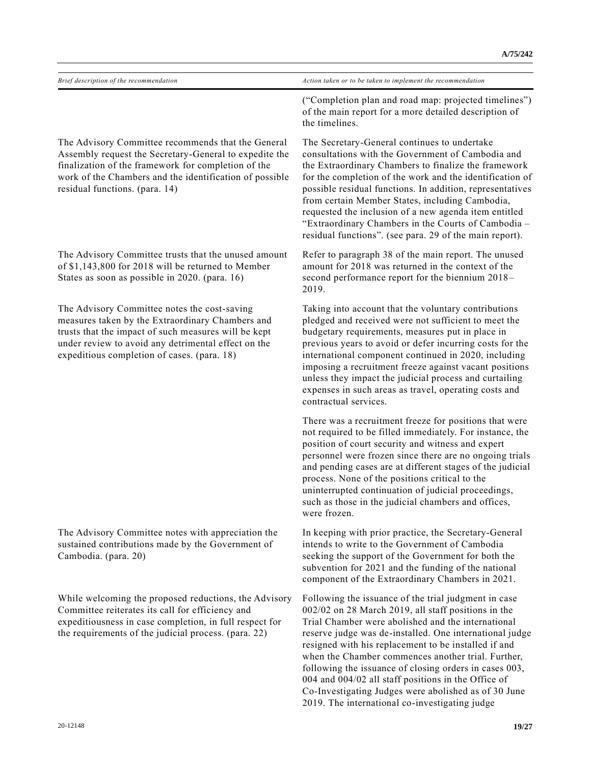| Brief description of the recommendation | Action taken or to be taken to implement the recommendation |
| --- | --- |
| | ("Completion plan and road map: projected timelines") of the main report for a more detailed description of the timelines. |
| The Advisory Committee recommends that the General Assembly request the Secretary-General to expedite the finalization of the framework for completion of the work of the Chambers and the identification of possible residual functions. (para. 14) | The Secretary-General continues to undertake consultations with the Government of Cambodia and the Extraordinary Chambers to finalize the framework for the completion of the work and the identification of possible residual functions. In addition, representatives from certain Member States, including Cambodia, requested the inclusion of a new agenda item entitled "Extraordinary Chambers in the Courts of Cambodia – residual functions". (see para. 29 of the main report). |
| The Advisory Committee trusts that the unused amount of $1,143,800 for 2018 will be returned to Member States as soon as possible in 2020. (para. 16) | Refer to paragraph 38 of the main report. The unused amount for 2018 was returned in the context of the second performance report for the biennium 2018–2019. |
| The Advisory Committee notes the cost-saving measures taken by the Extraordinary Chambers and trusts that the impact of such measures will be kept under review to avoid any detrimental effect on the expeditious completion of cases. (para. 18) | Taking into account that the voluntary contributions pledged and received were not sufficient to meet the budgetary requirements, measures put in place in previous years to avoid or defer incurring costs for the international component continued in 2020, including imposing a recruitment freeze against vacant positions unless they impact the judicial process and curtailing expenses in such areas as travel, operating costs and contractual services.<br><br>There was a recruitment freeze for positions that were not required to be filled immediately. For instance, the position of court security and witness and expert personnel were frozen since there are no ongoing trials and pending cases are at different stages of the judicial process. None of the positions critical to the uninterrupted continuation of judicial proceedings, such as those in the judicial chambers and offices, were frozen. |
| The Advisory Committee notes with appreciation the sustained contributions made by the Government of Cambodia. (para. 20) | In keeping with prior practice, the Secretary-General intends to write to the Government of Cambodia seeking the support of the Government for both the subvention for 2021 and the funding of the national component of the Extraordinary Chambers in 2021. |
| While welcoming the proposed reductions, the Advisory Committee reiterates its call for efficiency and expeditiousness in case completion, in full respect for the requirements of the judicial process. (para. 22) | Following the issuance of the trial judgment in case 002/02 on 28 March 2019, all staff positions in the Trial Chamber were abolished and the international reserve judge was de-installed. One international judge resigned with his replacement to be installed if and when the Chamber commences another trial. Further, following the issuance of closing orders in cases 003, 004 and 004/02 all staff positions in the Office of Co-Investigating Judges were abolished as of 30 June 2019. The international co-investigating judge |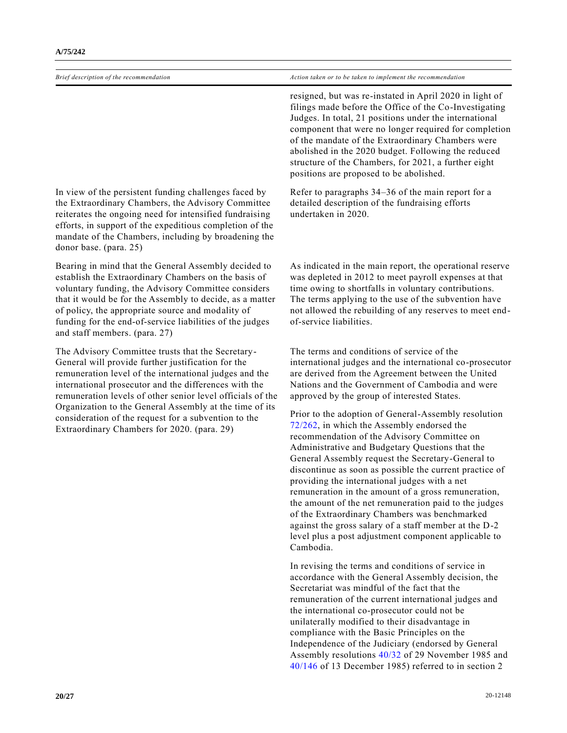| *Brief description of the recommendation* | *Action taken or to be taken to implement the recommendation* |
|---|---|
| | resigned, but was re-instated in April 2020 in light of filings made before the Office of the Co-Investigating Judges. In total, 21 positions under the international component that were no longer required for completion of the mandate of the Extraordinary Chambers were abolished in the 2020 budget. Following the reduced structure of the Chambers, for 2021, a further eight positions are proposed to be abolished. |
| In view of the persistent funding challenges faced by the Extraordinary Chambers, the Advisory Committee reiterates the ongoing need for intensified fundraising efforts, in support of the expeditious completion of the mandate of the Chambers, including by broadening the donor base. (para. 25) | Refer to paragraphs 34–36 of the main report for a detailed description of the fundraising efforts undertaken in 2020. |
| Bearing in mind that the General Assembly decided to establish the Extraordinary Chambers on the basis of voluntary funding, the Advisory Committee considers that it would be for the Assembly to decide, as a matter of policy, the appropriate source and modality of funding for the end-of-service liabilities of the judges and staff members. (para. 27) | As indicated in the main report, the operational reserve was depleted in 2012 to meet payroll expenses at that time owing to shortfalls in voluntary contributions. The terms applying to the use of the subvention have not allowed the rebuilding of any reserves to meet end-of-service liabilities. |
| The Advisory Committee trusts that the Secretary-General will provide further justification for the remuneration level of the international judges and the international prosecutor and the differences with the remuneration levels of other senior level officials of the Organization to the General Assembly at the time of its consideration of the request for a subvention to the Extraordinary Chambers for 2020. (para. 29) | The terms and conditions of service of the international judges and the international co-prosecutor are derived from the Agreement between the United Nations and the Government of Cambodia and were approved by the group of interested States.<br><br>Prior to the adoption of General-Assembly resolution 72/262, in which the Assembly endorsed the recommendation of the Advisory Committee on Administrative and Budgetary Questions that the General Assembly request the Secretary-General to discontinue as soon as possible the current practice of providing the international judges with a net remuneration in the amount of a gross remuneration, the amount of the net remuneration paid to the judges of the Extraordinary Chambers was benchmarked against the gross salary of a staff member at the D-2 level plus a post adjustment component applicable to Cambodia.<br><br>In revising the terms and conditions of service in accordance with the General Assembly decision, the Secretariat was mindful of the fact that the remuneration of the current international judges and the international co-prosecutor could not be unilaterally modified to their disadvantage in compliance with the Basic Principles on the Independence of the Judiciary (endorsed by General Assembly resolutions 40/32 of 29 November 1985 and 40/146 of 13 December 1985) referred to in section 2 |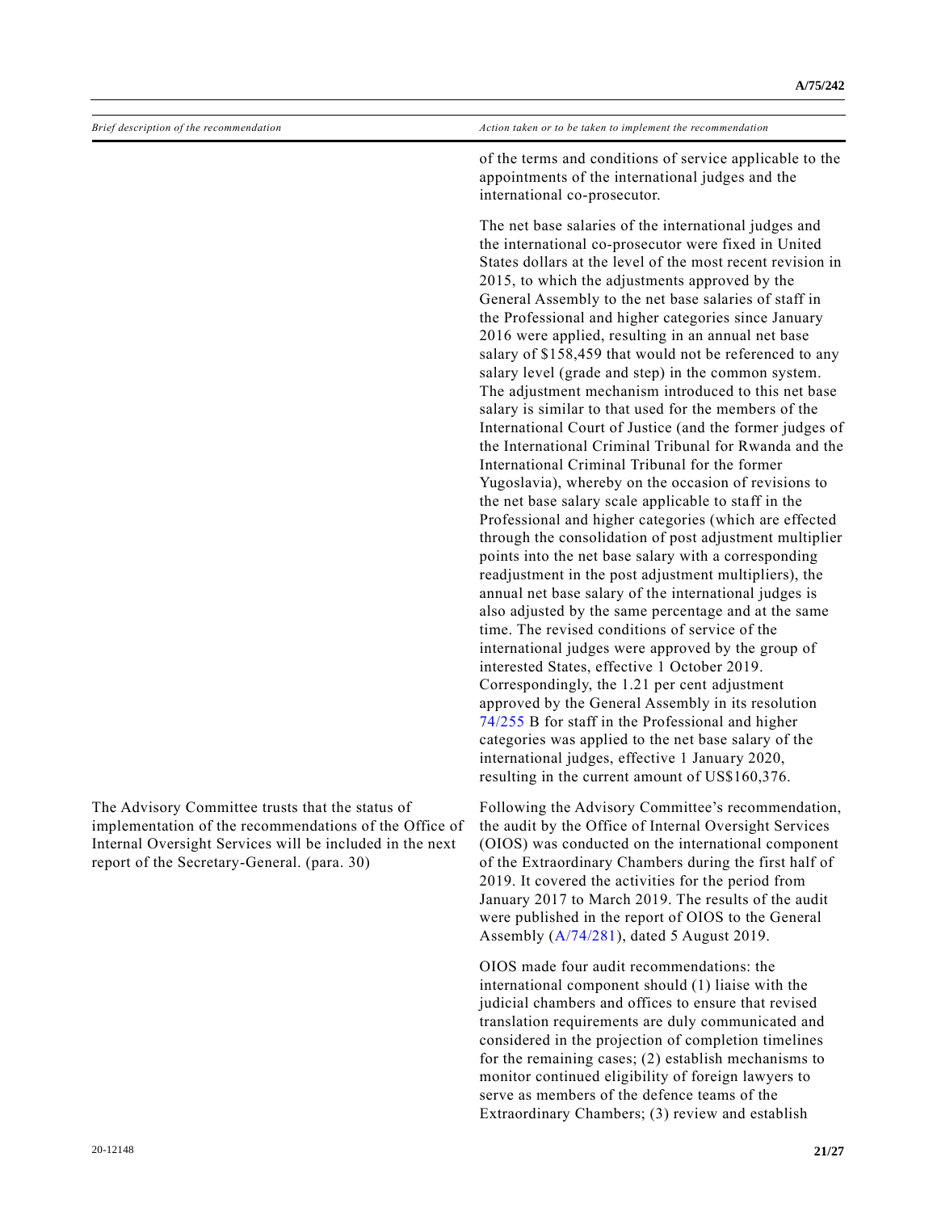| *Brief description of the recommendation* | *Action taken or to be taken to implement the recommendation* |
|---|---|
| | of the terms and conditions of service applicable to the appointments of the international judges and the international co-prosecutor.<br><br>The net base salaries of the international judges and the international co-prosecutor were fixed in United States dollars at the level of the most recent revision in 2015, to which the adjustments approved by the General Assembly to the net base salaries of staff in the Professional and higher categories since January 2016 were applied, resulting in an annual net base salary of $158,459 that would not be referenced to any salary level (grade and step) in the common system. The adjustment mechanism introduced to this net base salary is similar to that used for the members of the International Court of Justice (and the former judges of the International Criminal Tribunal for Rwanda and the International Criminal Tribunal for the former Yugoslavia), whereby on the occasion of revisions to the net base salary scale applicable to staff in the Professional and higher categories (which are effected through the consolidation of post adjustment multiplier points into the net base salary with a corresponding readjustment in the post adjustment multipliers), the annual net base salary of the international judges is also adjusted by the same percentage and at the same time. The revised conditions of service of the international judges were approved by the group of interested States, effective 1 October 2019. Correspondingly, the 1.21 per cent adjustment approved by the General Assembly in its resolution 74/255 B for staff in the Professional and higher categories was applied to the net base salary of the international judges, effective 1 January 2020, resulting in the current amount of US$160,376. |
| The Advisory Committee trusts that the status of implementation of the recommendations of the Office of Internal Oversight Services will be included in the next report of the Secretary-General. (para. 30) | Following the Advisory Committee's recommendation, the audit by the Office of Internal Oversight Services (OIOS) was conducted on the international component of the Extraordinary Chambers during the first half of 2019. It covered the activities for the period from January 2017 to March 2019. The results of the audit were published in the report of OIOS to the General Assembly (A/74/281), dated 5 August 2019.<br><br>OIOS made four audit recommendations: the international component should (1) liaise with the judicial chambers and offices to ensure that revised translation requirements are duly communicated and considered in the projection of completion timelines for the remaining cases; (2) establish mechanisms to monitor continued eligibility of foreign lawyers to serve as members of the defence teams of the Extraordinary Chambers; (3) review and establish |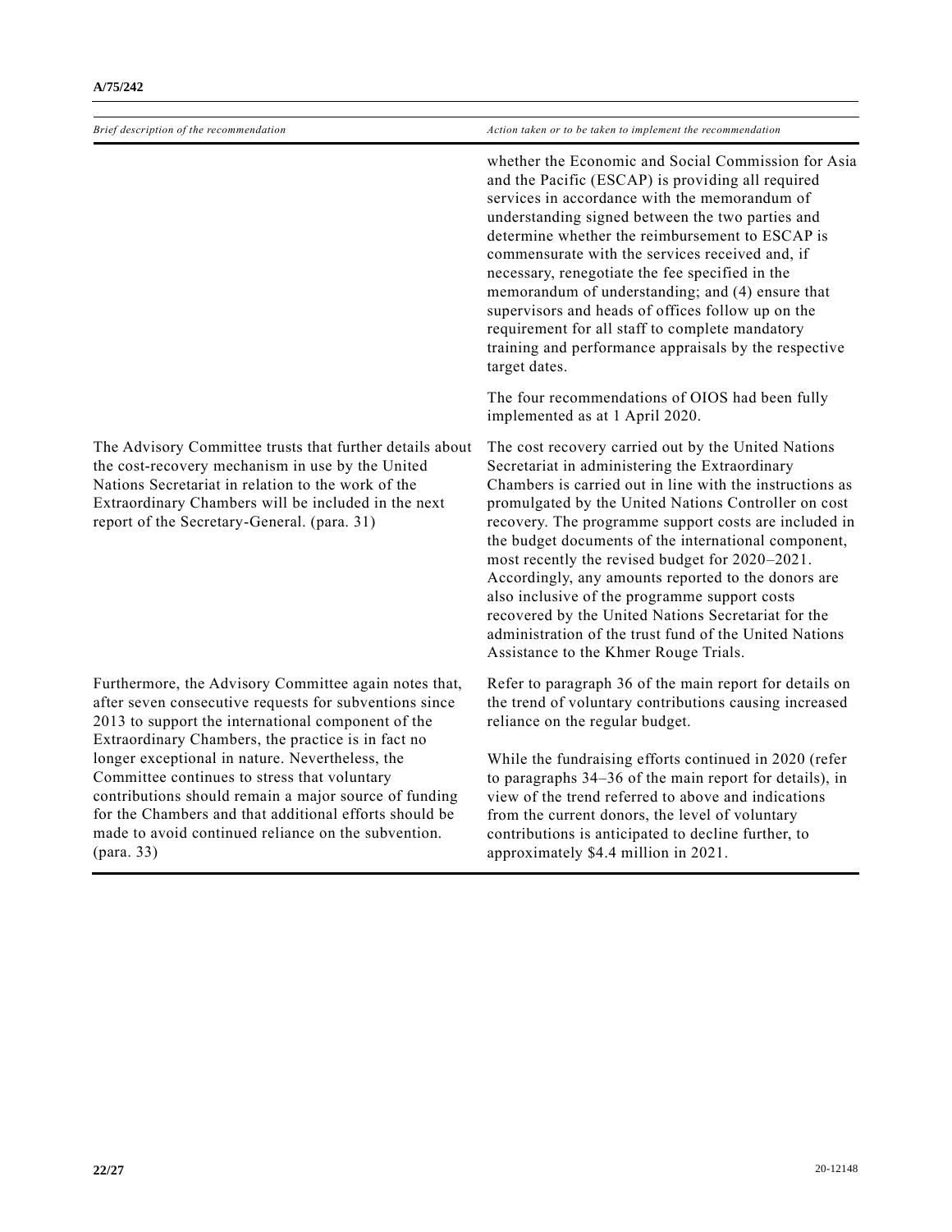| *Brief description of the recommendation* | *Action taken or to be taken to implement the recommendation* |
|---|---|
| | whether the Economic and Social Commission for Asia and the Pacific (ESCAP) is providing all required services in accordance with the memorandum of understanding signed between the two parties and determine whether the reimbursement to ESCAP is commensurate with the services received and, if necessary, renegotiate the fee specified in the memorandum of understanding; and (4) ensure that supervisors and heads of offices follow up on the requirement for all staff to complete mandatory training and performance appraisals by the respective target dates.<br><br>The four recommendations of OIOS had been fully implemented as at 1 April 2020. |
| The Advisory Committee trusts that further details about the cost-recovery mechanism in use by the United Nations Secretariat in relation to the work of the Extraordinary Chambers will be included in the next report of the Secretary-General. (para. 31) | The cost recovery carried out by the United Nations Secretariat in administering the Extraordinary Chambers is carried out in line with the instructions as promulgated by the United Nations Controller on cost recovery. The programme support costs are included in the budget documents of the international component, most recently the revised budget for 2020–2021. Accordingly, any amounts reported to the donors are also inclusive of the programme support costs recovered by the United Nations Secretariat for the administration of the trust fund of the United Nations Assistance to the Khmer Rouge Trials. |
| Furthermore, the Advisory Committee again notes that, after seven consecutive requests for subventions since 2013 to support the international component of the Extraordinary Chambers, the practice is in fact no longer exceptional in nature. Nevertheless, the Committee continues to stress that voluntary contributions should remain a major source of funding for the Chambers and that additional efforts should be made to avoid continued reliance on the subvention. (para. 33) | Refer to paragraph 36 of the main report for details on the trend of voluntary contributions causing increased reliance on the regular budget.<br><br>While the fundraising efforts continued in 2020 (refer to paragraphs 34–36 of the main report for details), in view of the trend referred to above and indications from the current donors, the level of voluntary contributions is anticipated to decline further, to approximately $4.4 million in 2021. |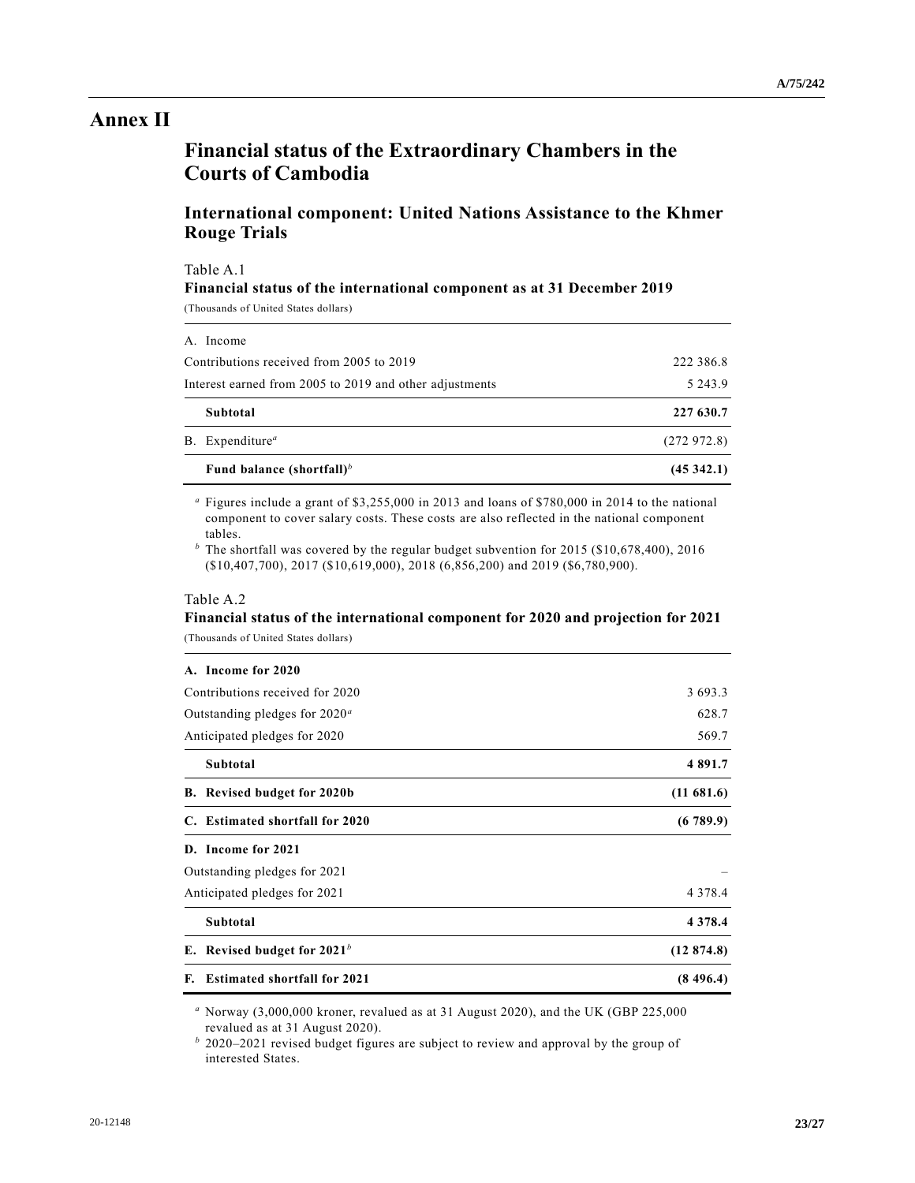# Annex II

## Financial status of the Extraordinary Chambers in the Courts of Cambodia

### International component: United Nations Assistance to the Khmer Rouge Trials

Table A.1

**Financial status of the international component as at 31 December 2019**

(Thousands of United States dollars)

| | |
|---|---|
| A. Income | |
| Contributions received from 2005 to 2019 | 222 386.8 |
| Interest earned from 2005 to 2019 and other adjustments | 5 243.9 |
| **Subtotal** | **227 630.7** |
| B. Expenditure[a] | (272 972.8) |
| **Fund balance (shortfall)**[b] | **(45 342.1)** |

[a] Figures include a grant of $3,255,000 in 2013 and loans of $780,000 in 2014 to the national component to cover salary costs. These costs are also reflected in the national component tables.

[b] The shortfall was covered by the regular budget subvention for 2015 ($10,678,400), 2016 ($10,407,700), 2017 ($10,619,000), 2018 (6,856,200) and 2019 ($6,780,900).

Table A.2

**Financial status of the international component for 2020 and projection for 2021**

(Thousands of United States dollars)

| | |
|---|---|
| **A. Income for 2020** | |
| Contributions received for 2020 | 3 693.3 |
| Outstanding pledges for 2020[a] | 628.7 |
| Anticipated pledges for 2020 | 569.7 |
| **Subtotal** | **4 891.7** |
| **B. Revised budget for 2020b** | **(11 681.6)** |
| **C. Estimated shortfall for 2020** | **(6 789.9)** |
| **D. Income for 2021** | |
| Outstanding pledges for 2021 | – |
| Anticipated pledges for 2021 | 4 378.4 |
| **Subtotal** | **4 378.4** |
| **E. Revised budget for 2021**[b] | **(12 874.8)** |
| **F. Estimated shortfall for 2021** | **(8 496.4)** |

[a] Norway (3,000,000 kroner, revalued as at 31 August 2020), and the UK (GBP 225,000 revalued as at 31 August 2020).

[b] 2020–2021 revised budget figures are subject to review and approval by the group of interested States.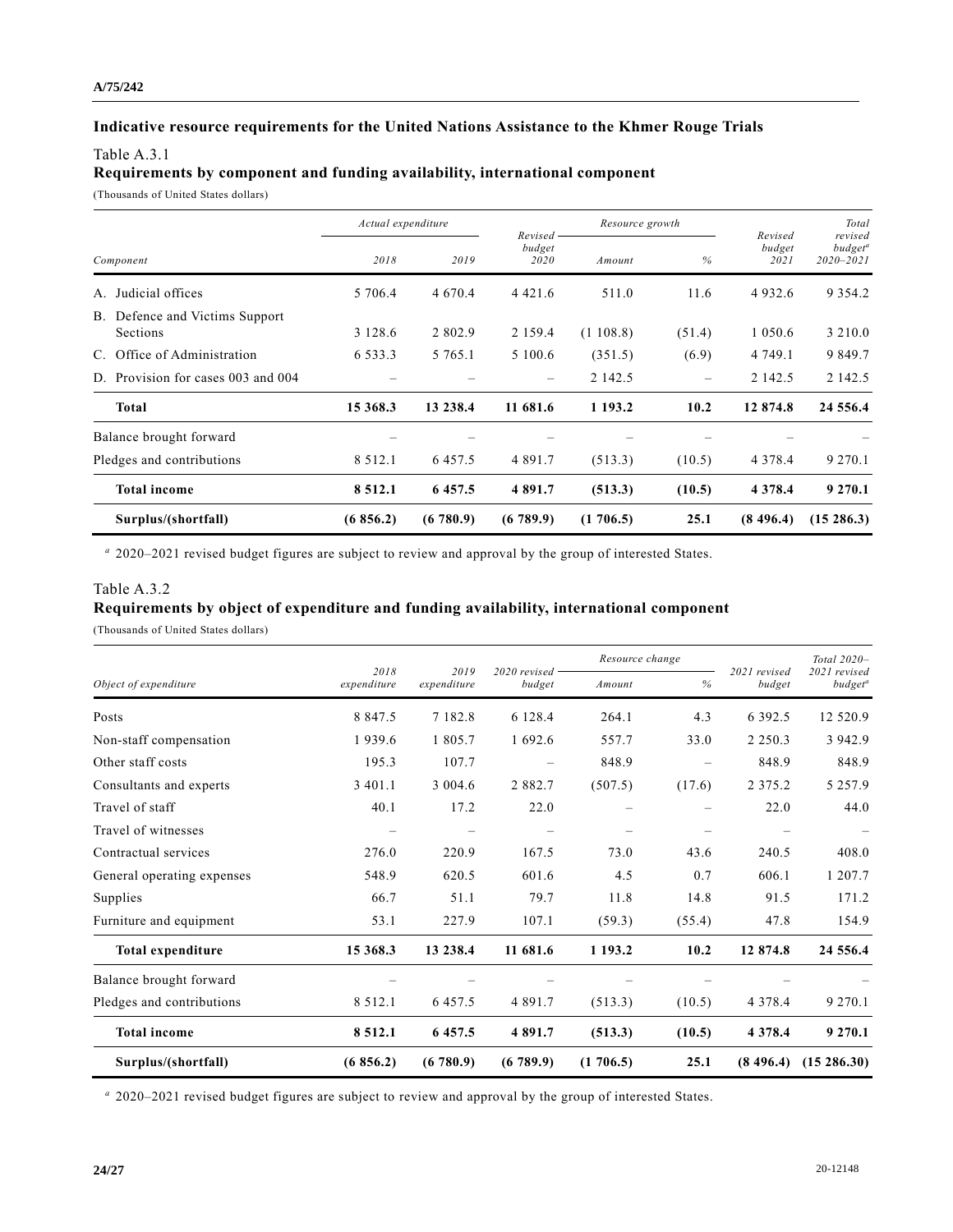## Indicative resource requirements for the United Nations Assistance to the Khmer Rouge Trials

Table A.3.1

### Requirements by component and funding availability, international component

(Thousands of United States dollars)

| Component | Actual expenditure | | Revised budget 2020 | Resource growth | | Revised budget 2021 | Total revised budget[a] 2020–2021 |
|---|---|---|---|---|---|---|---|
| | 2018 | 2019 | | Amount | % | | |
| A. Judicial offices | 5 706.4 | 4 670.4 | 4 421.6 | 511.0 | 11.6 | 4 932.6 | 9 354.2 |
| B. Defence and Victims Support Sections | 3 128.6 | 2 802.9 | 2 159.4 | (1 108.8) | (51.4) | 1 050.6 | 3 210.0 |
| C. Office of Administration | 6 533.3 | 5 765.1 | 5 100.6 | (351.5) | (6.9) | 4 749.1 | 9 849.7 |
| D. Provision for cases 003 and 004 | – | – | – | 2 142.5 | – | 2 142.5 | 2 142.5 |
| **Total** | **15 368.3** | **13 238.4** | **11 681.6** | **1 193.2** | **10.2** | **12 874.8** | **24 556.4** |
| Balance brought forward | – | – | – | – | – | – | – |
| Pledges and contributions | 8 512.1 | 6 457.5 | 4 891.7 | (513.3) | (10.5) | 4 378.4 | 9 270.1 |
| **Total income** | **8 512.1** | **6 457.5** | **4 891.7** | **(513.3)** | **(10.5)** | **4 378.4** | **9 270.1** |
| **Surplus/(shortfall)** | **(6 856.2)** | **(6 780.9)** | **(6 789.9)** | **(1 706.5)** | **25.1** | **(8 496.4)** | **(15 286.3)** |

[a] 2020–2021 revised budget figures are subject to review and approval by the group of interested States.

Table A.3.2

### Requirements by object of expenditure and funding availability, international component

(Thousands of United States dollars)

| Object of expenditure | 2018 expenditure | 2019 expenditure | 2020 revised budget | Resource change | | 2021 revised budget | Total 2020–2021 revised budget[a] |
|---|---|---|---|---|---|---|---|
| | | | | Amount | % | | |
| Posts | 8 847.5 | 7 182.8 | 6 128.4 | 264.1 | 4.3 | 6 392.5 | 12 520.9 |
| Non-staff compensation | 1 939.6 | 1 805.7 | 1 692.6 | 557.7 | 33.0 | 2 250.3 | 3 942.9 |
| Other staff costs | 195.3 | 107.7 | – | 848.9 | – | 848.9 | 848.9 |
| Consultants and experts | 3 401.1 | 3 004.6 | 2 882.7 | (507.5) | (17.6) | 2 375.2 | 5 257.9 |
| Travel of staff | 40.1 | 17.2 | 22.0 | – | – | 22.0 | 44.0 |
| Travel of witnesses | – | – | – | – | – | – | – |
| Contractual services | 276.0 | 220.9 | 167.5 | 73.0 | 43.6 | 240.5 | 408.0 |
| General operating expenses | 548.9 | 620.5 | 601.6 | 4.5 | 0.7 | 606.1 | 1 207.7 |
| Supplies | 66.7 | 51.1 | 79.7 | 11.8 | 14.8 | 91.5 | 171.2 |
| Furniture and equipment | 53.1 | 227.9 | 107.1 | (59.3) | (55.4) | 47.8 | 154.9 |
| **Total expenditure** | **15 368.3** | **13 238.4** | **11 681.6** | **1 193.2** | **10.2** | **12 874.8** | **24 556.4** |
| Balance brought forward | – | – | – | – | – | – | – |
| Pledges and contributions | 8 512.1 | 6 457.5 | 4 891.7 | (513.3) | (10.5) | 4 378.4 | 9 270.1 |
| **Total income** | **8 512.1** | **6 457.5** | **4 891.7** | **(513.3)** | **(10.5)** | **4 378.4** | **9 270.1** |
| **Surplus/(shortfall)** | **(6 856.2)** | **(6 780.9)** | **(6 789.9)** | **(1 706.5)** | **25.1** | **(8 496.4)** | **(15 286.30)** |

[a] 2020–2021 revised budget figures are subject to review and approval by the group of interested States.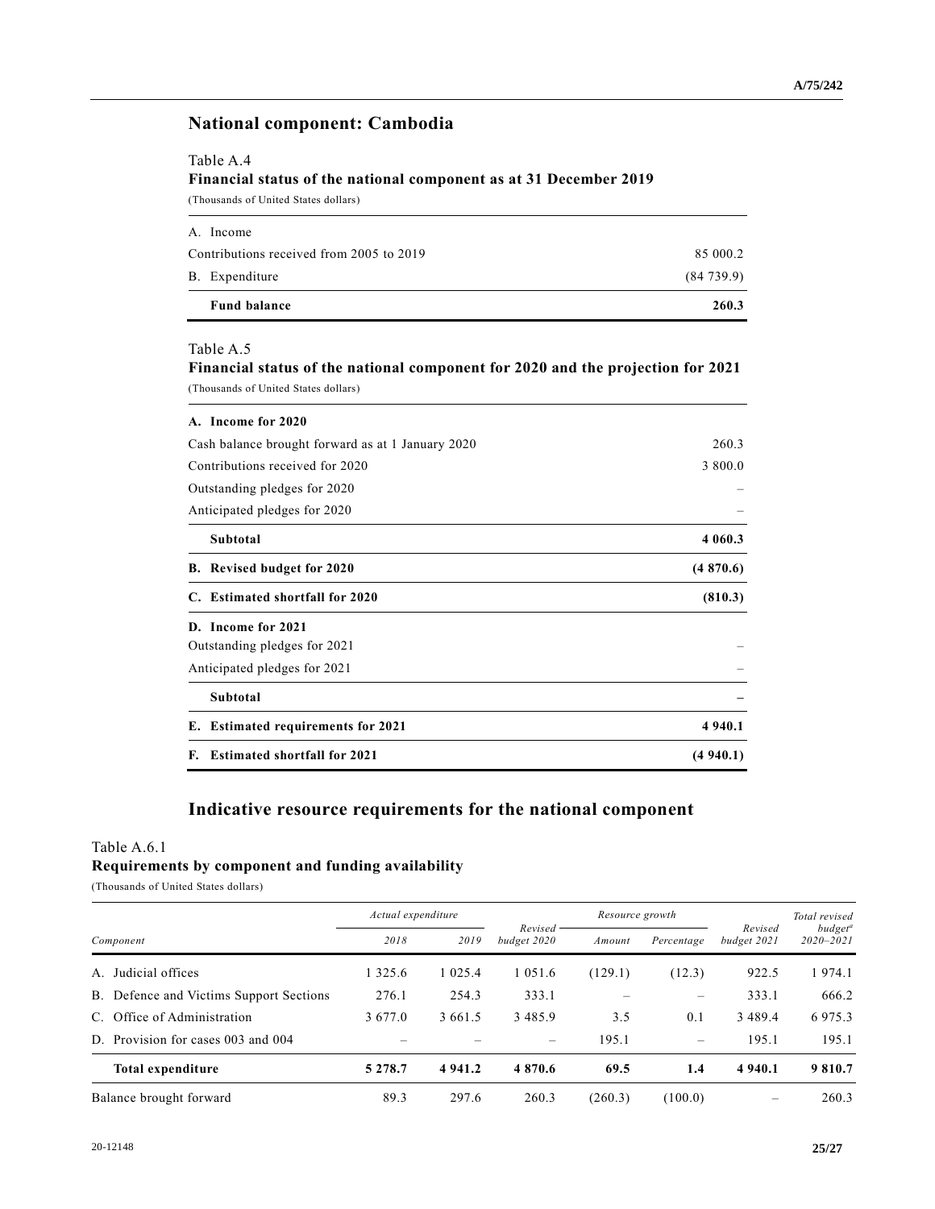## National component: Cambodia

Table A.4
**Financial status of the national component as at 31 December 2019**
(Thousands of United States dollars)

| | |
|---|---|
| A. Income | |
| Contributions received from 2005 to 2019 | 85 000.2 |
| B. Expenditure | (84 739.9) |
| **Fund balance** | **260.3** |

Table A.5
**Financial status of the national component for 2020 and the projection for 2021**
(Thousands of United States dollars)

| | |
|---|---|
| **A. Income for 2020** | |
| Cash balance brought forward as at 1 January 2020 | 260.3 |
| Contributions received for 2020 | 3 800.0 |
| Outstanding pledges for 2020 | – |
| Anticipated pledges for 2020 | – |
| **Subtotal** | **4 060.3** |
| **B. Revised budget for 2020** | **(4 870.6)** |
| **C. Estimated shortfall for 2020** | **(810.3)** |
| **D. Income for 2021** | |
| Outstanding pledges for 2021 | – |
| Anticipated pledges for 2021 | – |
| **Subtotal** | **–** |
| **E. Estimated requirements for 2021** | **4 940.1** |
| **F. Estimated shortfall for 2021** | **(4 940.1)** |

## Indicative resource requirements for the national component

Table A.6.1
**Requirements by component and funding availability**
(Thousands of United States dollars)

| Component | *Actual expenditure* | | *Revised budget 2020* | *Resource growth* | | *Revised budget 2021* | *Total revised budget[a] 2020–2021* |
|---|---|---|---|---|---|---|---|
| | *2018* | *2019* | | *Amount* | *Percentage* | | |
| A. Judicial offices | 1 325.6 | 1 025.4 | 1 051.6 | (129.1) | (12.3) | 922.5 | 1 974.1 |
| B. Defence and Victims Support Sections | 276.1 | 254.3 | 333.1 | – | – | 333.1 | 666.2 |
| C. Office of Administration | 3 677.0 | 3 661.5 | 3 485.9 | 3.5 | 0.1 | 3 489.4 | 6 975.3 |
| D. Provision for cases 003 and 004 | – | – | – | 195.1 | – | 195.1 | 195.1 |
| **Total expenditure** | **5 278.7** | **4 941.2** | **4 870.6** | **69.5** | **1.4** | **4 940.1** | **9 810.7** |
| Balance brought forward | 89.3 | 297.6 | 260.3 | (260.3) | (100.0) | – | 260.3 |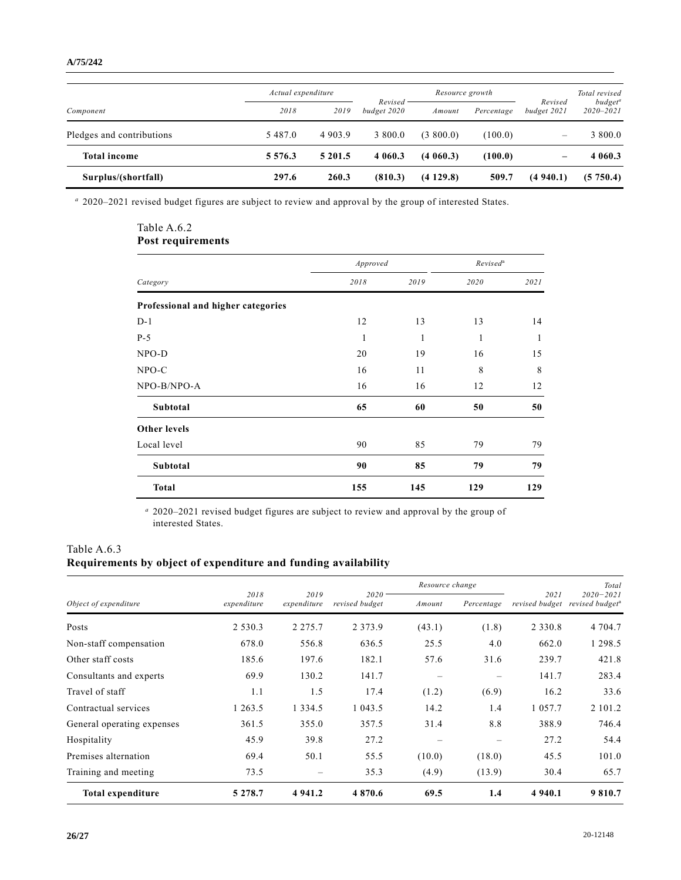| Component | Actual expenditure | | Revised budget 2020 | Resource growth | | Revised budget 2021 | Total revised budget[a] 2020–2021 |
|---|---|---|---|---|---|---|---|
| | 2018 | 2019 | | Amount | Percentage | | |
| Pledges and contributions | 5 487.0 | 4 903.9 | 3 800.0 | (3 800.0) | (100.0) | – | 3 800.0 |
| **Total income** | **5 576.3** | **5 201.5** | **4 060.3** | **(4 060.3)** | **(100.0)** | **–** | **4 060.3** |
| **Surplus/(shortfall)** | **297.6** | **260.3** | **(810.3)** | **(4 129.8)** | **509.7** | **(4 940.1)** | **(5 750.4)** |

[a] 2020–2021 revised budget figures are subject to review and approval by the group of interested States.

Table A.6.2
**Post requirements**

| Category | Approved | | Revised[a] | |
|---|---|---|---|---|
| | 2018 | 2019 | 2020 | 2021 |
| **Professional and higher categories** | | | | |
| D-1 | 12 | 13 | 13 | 14 |
| P-5 | 1 | 1 | 1 | 1 |
| NPO-D | 20 | 19 | 16 | 15 |
| NPO-C | 16 | 11 | 8 | 8 |
| NPO-B/NPO-A | 16 | 16 | 12 | 12 |
| **Subtotal** | **65** | **60** | **50** | **50** |
| **Other levels** | | | | |
| Local level | 90 | 85 | 79 | 79 |
| **Subtotal** | **90** | **85** | **79** | **79** |
| **Total** | **155** | **145** | **129** | **129** |

[a] 2020–2021 revised budget figures are subject to review and approval by the group of interested States.

Table A.6.3
**Requirements by object of expenditure and funding availability**

| Object of expenditure | 2018 expenditure | 2019 expenditure | 2020 revised budget | Resource change | | 2021 revised budget | Total 2020−2021 revised budget[a] |
|---|---|---|---|---|---|---|---|
| | | | | Amount | Percentage | | |
| Posts | 2 530.3 | 2 275.7 | 2 373.9 | (43.1) | (1.8) | 2 330.8 | 4 704.7 |
| Non-staff compensation | 678.0 | 556.8 | 636.5 | 25.5 | 4.0 | 662.0 | 1 298.5 |
| Other staff costs | 185.6 | 197.6 | 182.1 | 57.6 | 31.6 | 239.7 | 421.8 |
| Consultants and experts | 69.9 | 130.2 | 141.7 | – | – | 141.7 | 283.4 |
| Travel of staff | 1.1 | 1.5 | 17.4 | (1.2) | (6.9) | 16.2 | 33.6 |
| Contractual services | 1 263.5 | 1 334.5 | 1 043.5 | 14.2 | 1.4 | 1 057.7 | 2 101.2 |
| General operating expenses | 361.5 | 355.0 | 357.5 | 31.4 | 8.8 | 388.9 | 746.4 |
| Hospitality | 45.9 | 39.8 | 27.2 | – | – | 27.2 | 54.4 |
| Premises alternation | 69.4 | 50.1 | 55.5 | (10.0) | (18.0) | 45.5 | 101.0 |
| Training and meeting | 73.5 | – | 35.3 | (4.9) | (13.9) | 30.4 | 65.7 |
| **Total expenditure** | **5 278.7** | **4 941.2** | **4 870.6** | **69.5** | **1.4** | **4 940.1** | **9 810.7** |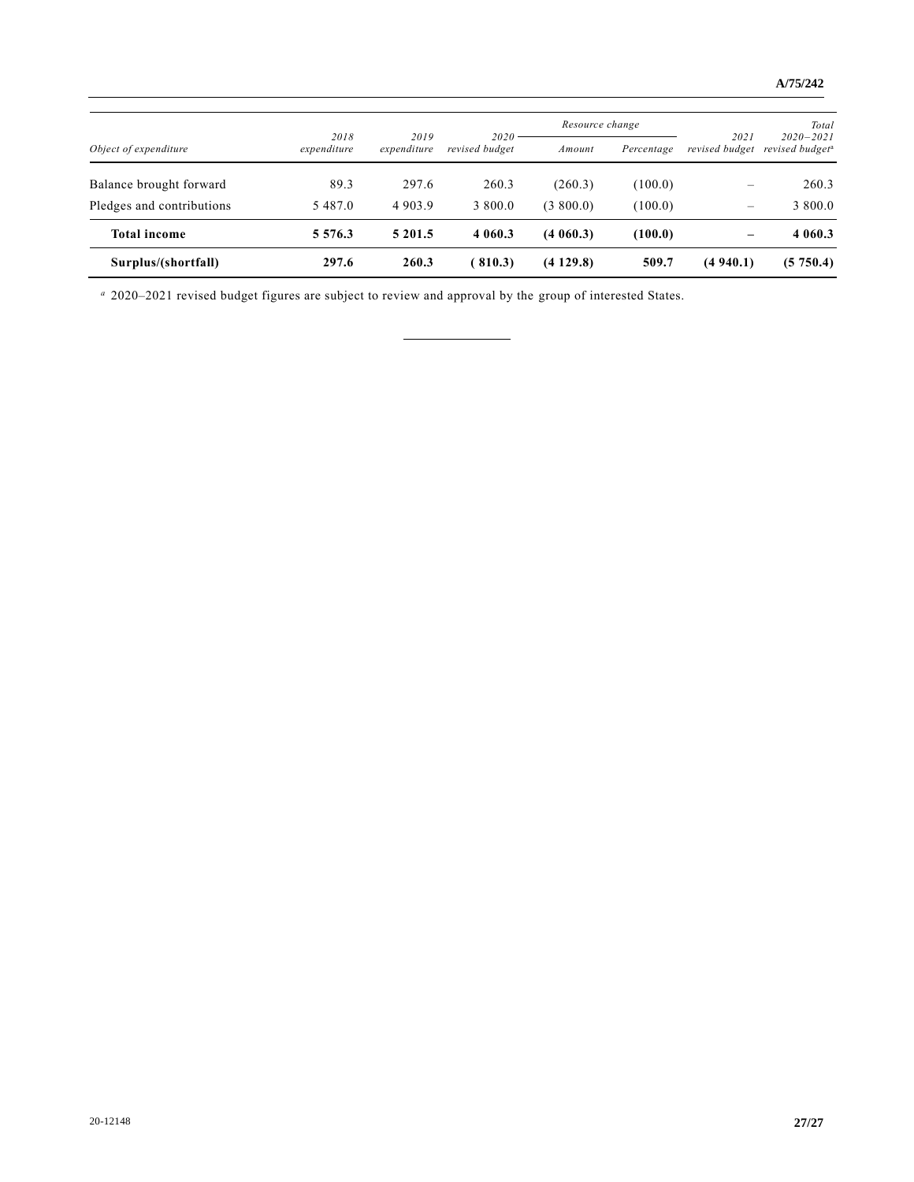| *Object of expenditure* | *2018 expenditure* | *2019 expenditure* | *2020 revised budget* | *Resource change* | | *2021 revised budget* | *Total 2020–2021 revised budget*[a] |
|---|---|---|---|---|---|---|---|
| | | | | *Amount* | *Percentage* | | |
| Balance brought forward | 89.3 | 297.6 | 260.3 | (260.3) | (100.0) | – | 260.3 |
| Pledges and contributions | 5 487.0 | 4 903.9 | 3 800.0 | (3 800.0) | (100.0) | – | 3 800.0 |
| **Total income** | **5 576.3** | **5 201.5** | **4 060.3** | **(4 060.3)** | **(100.0)** | **–** | **4 060.3** |
| **Surplus/(shortfall)** | **297.6** | **260.3** | **(810.3)** | **(4 129.8)** | **509.7** | **(4 940.1)** | **(5 750.4)** |

[a] 2020–2021 revised budget figures are subject to review and approval by the group of interested States.